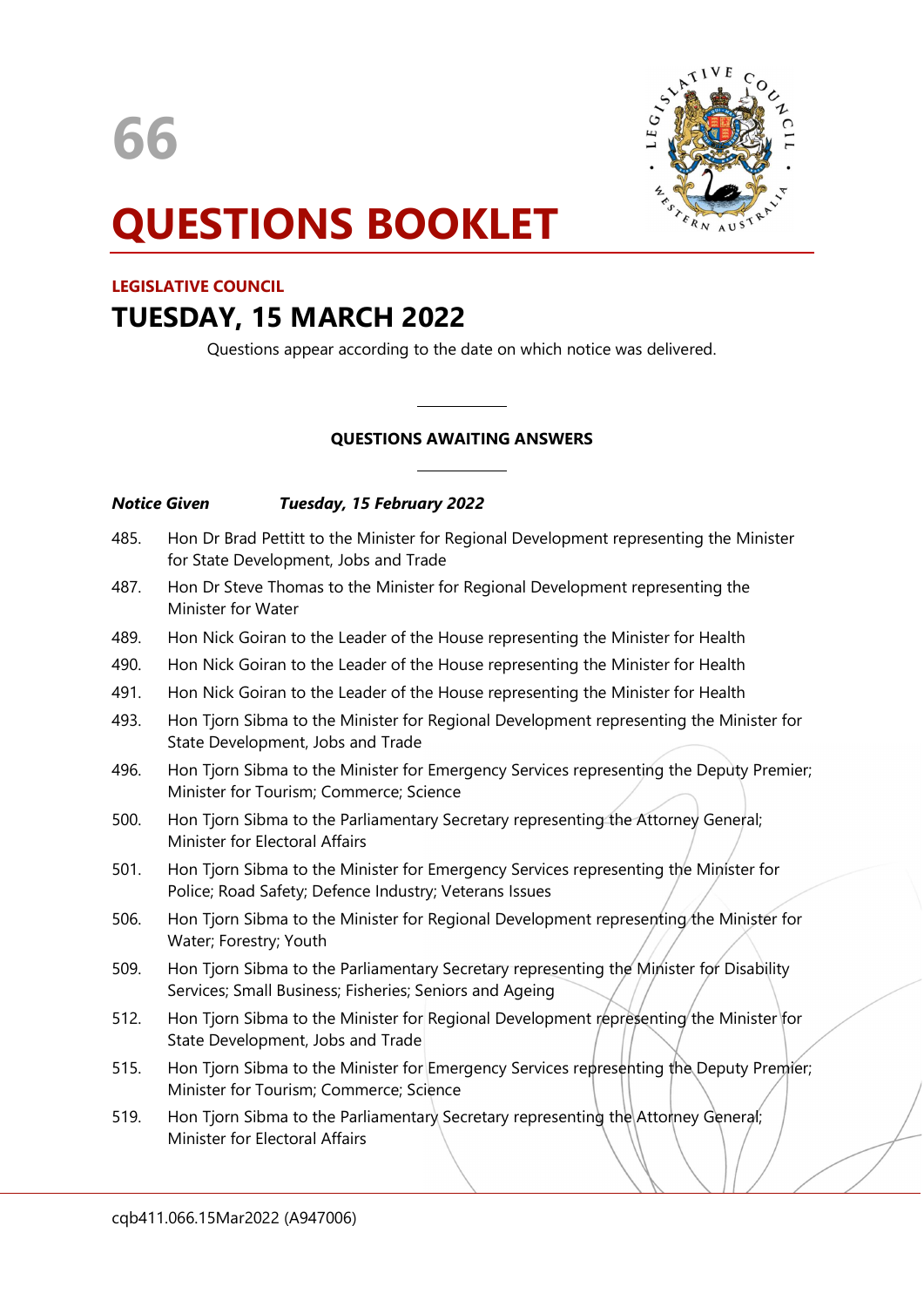66

# QUESTIONS BOOKLET

**LEGISLATIVE COUNCIL**

## TUESDAY, 15 MARCH 2022

Questions appear according to the date on which notice was delivered.

---

**QUESTIONS AWAITING ANSWERS**

---

***Notice Given*** ***Tuesday, 15 February 2022***

485. Hon Dr Brad Pettitt to the Minister for Regional Development representing the Minister for State Development, Jobs and Trade

487. Hon Dr Steve Thomas to the Minister for Regional Development representing the Minister for Water

489. Hon Nick Goiran to the Leader of the House representing the Minister for Health

490. Hon Nick Goiran to the Leader of the House representing the Minister for Health

491. Hon Nick Goiran to the Leader of the House representing the Minister for Health

493. Hon Tjorn Sibma to the Minister for Regional Development representing the Minister for State Development, Jobs and Trade

496. Hon Tjorn Sibma to the Minister for Emergency Services representing the Deputy Premier; Minister for Tourism; Commerce; Science

500. Hon Tjorn Sibma to the Parliamentary Secretary representing the Attorney General; Minister for Electoral Affairs

501. Hon Tjorn Sibma to the Minister for Emergency Services representing the Minister for Police; Road Safety; Defence Industry; Veterans Issues

506. Hon Tjorn Sibma to the Minister for Regional Development representing the Minister for Water; Forestry; Youth

509. Hon Tjorn Sibma to the Parliamentary Secretary representing the Minister for Disability Services; Small Business; Fisheries; Seniors and Ageing

512. Hon Tjorn Sibma to the Minister for Regional Development representing the Minister for State Development, Jobs and Trade

515. Hon Tjorn Sibma to the Minister for Emergency Services representing the Deputy Premier; Minister for Tourism; Commerce; Science

519. Hon Tjorn Sibma to the Parliamentary Secretary representing the Attorney General; Minister for Electoral Affairs

cqb411.066.15Mar2022 (A947006)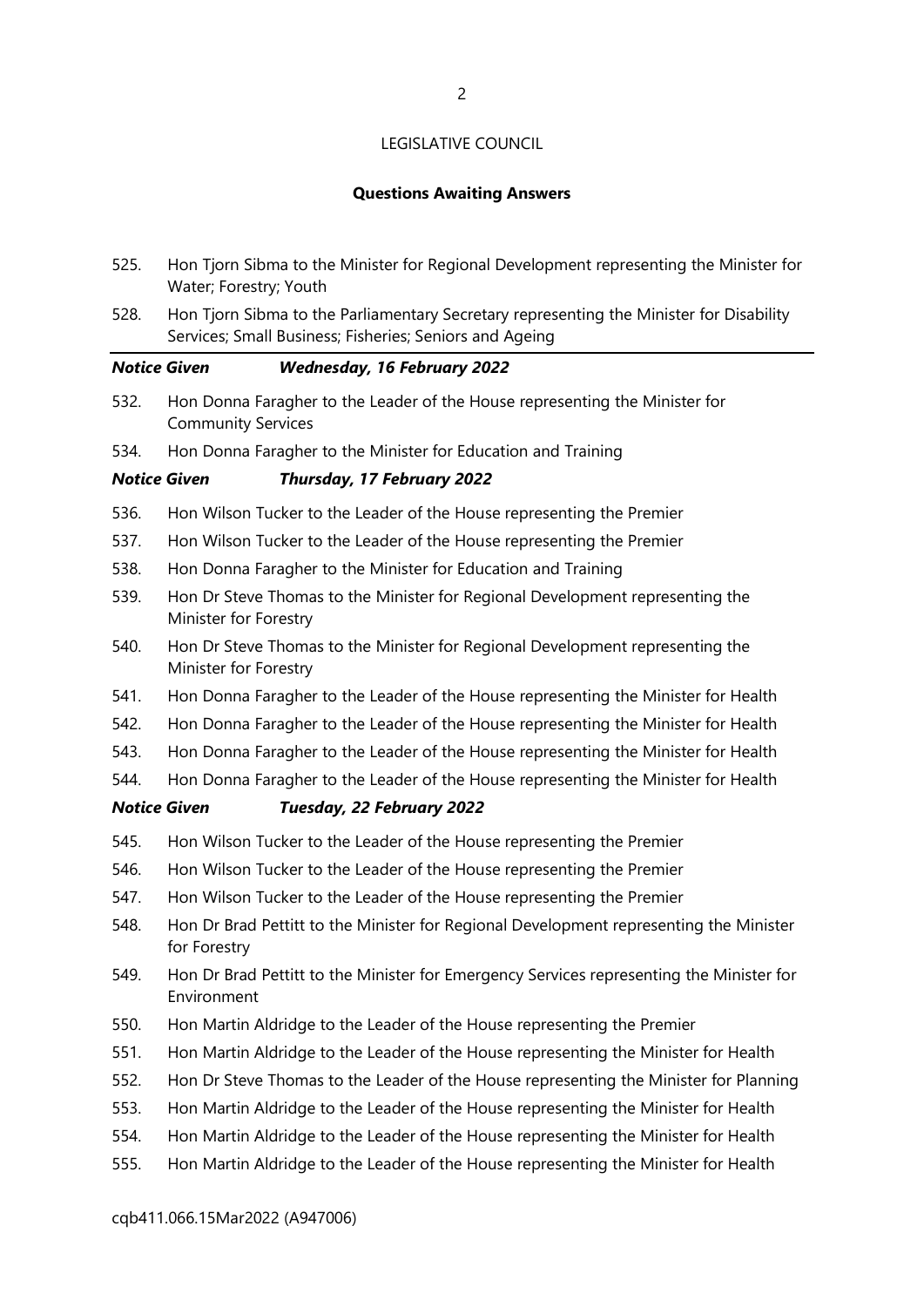LEGISLATIVE COUNCIL

**Questions Awaiting Answers**

525. Hon Tjorn Sibma to the Minister for Regional Development representing the Minister for Water; Forestry; Youth

528. Hon Tjorn Sibma to the Parliamentary Secretary representing the Minister for Disability Services; Small Business; Fisheries; Seniors and Ageing

***Notice Given Wednesday, 16 February 2022***

532. Hon Donna Faragher to the Leader of the House representing the Minister for Community Services

534. Hon Donna Faragher to the Minister for Education and Training

***Notice Given Thursday, 17 February 2022***

536. Hon Wilson Tucker to the Leader of the House representing the Premier

537. Hon Wilson Tucker to the Leader of the House representing the Premier

538. Hon Donna Faragher to the Minister for Education and Training

539. Hon Dr Steve Thomas to the Minister for Regional Development representing the Minister for Forestry

540. Hon Dr Steve Thomas to the Minister for Regional Development representing the Minister for Forestry

541. Hon Donna Faragher to the Leader of the House representing the Minister for Health

542. Hon Donna Faragher to the Leader of the House representing the Minister for Health

543. Hon Donna Faragher to the Leader of the House representing the Minister for Health

544. Hon Donna Faragher to the Leader of the House representing the Minister for Health

***Notice Given Tuesday, 22 February 2022***

545. Hon Wilson Tucker to the Leader of the House representing the Premier

546. Hon Wilson Tucker to the Leader of the House representing the Premier

547. Hon Wilson Tucker to the Leader of the House representing the Premier

548. Hon Dr Brad Pettitt to the Minister for Regional Development representing the Minister for Forestry

549. Hon Dr Brad Pettitt to the Minister for Emergency Services representing the Minister for Environment

550. Hon Martin Aldridge to the Leader of the House representing the Premier

551. Hon Martin Aldridge to the Leader of the House representing the Minister for Health

552. Hon Dr Steve Thomas to the Leader of the House representing the Minister for Planning

553. Hon Martin Aldridge to the Leader of the House representing the Minister for Health

554. Hon Martin Aldridge to the Leader of the House representing the Minister for Health

555. Hon Martin Aldridge to the Leader of the House representing the Minister for Health

cqb411.066.15Mar2022 (A947006)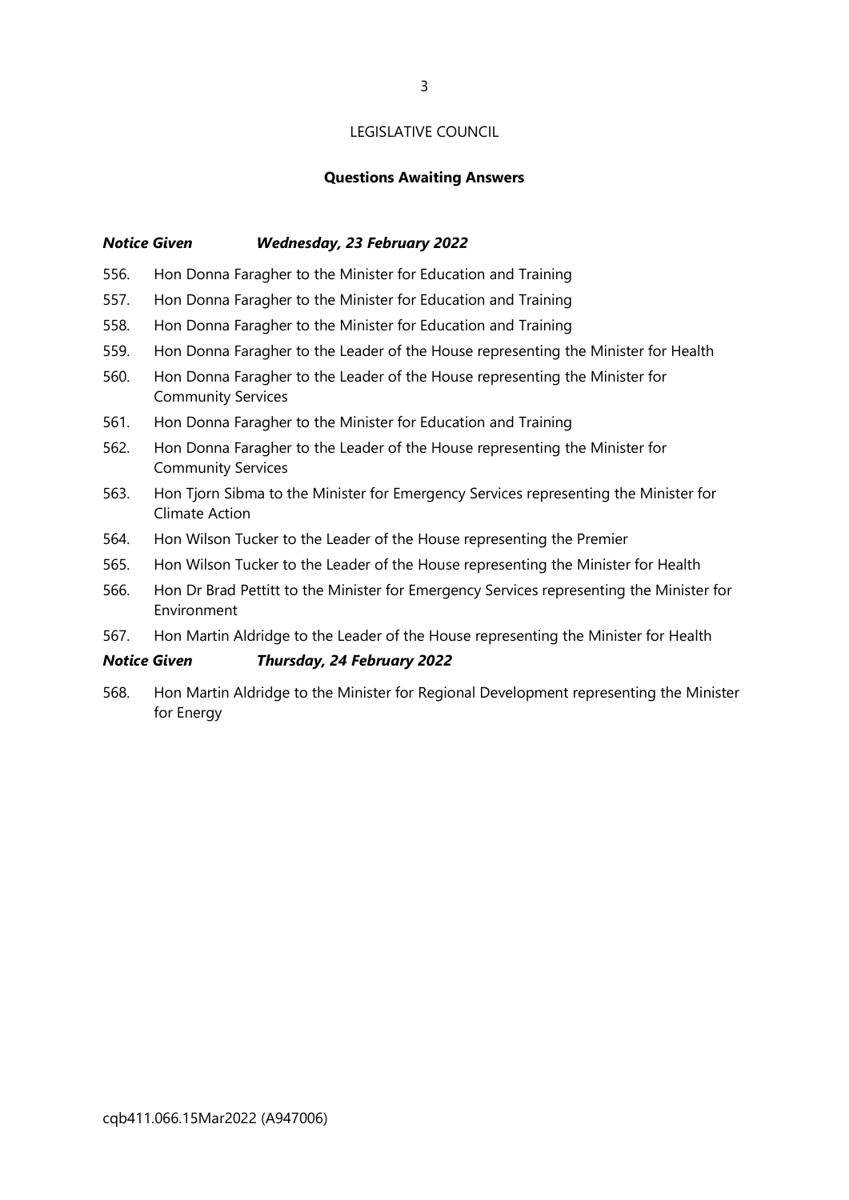LEGISLATIVE COUNCIL

**Questions Awaiting Answers**

***Notice Given Wednesday, 23 February 2022***

556. Hon Donna Faragher to the Minister for Education and Training
557. Hon Donna Faragher to the Minister for Education and Training
558. Hon Donna Faragher to the Minister for Education and Training
559. Hon Donna Faragher to the Leader of the House representing the Minister for Health
560. Hon Donna Faragher to the Leader of the House representing the Minister for Community Services
561. Hon Donna Faragher to the Minister for Education and Training
562. Hon Donna Faragher to the Leader of the House representing the Minister for Community Services
563. Hon Tjorn Sibma to the Minister for Emergency Services representing the Minister for Climate Action
564. Hon Wilson Tucker to the Leader of the House representing the Premier
565. Hon Wilson Tucker to the Leader of the House representing the Minister for Health
566. Hon Dr Brad Pettitt to the Minister for Emergency Services representing the Minister for Environment
567. Hon Martin Aldridge to the Leader of the House representing the Minister for Health

***Notice Given Thursday, 24 February 2022***

568. Hon Martin Aldridge to the Minister for Regional Development representing the Minister for Energy

cqb411.066.15Mar2022 (A947006)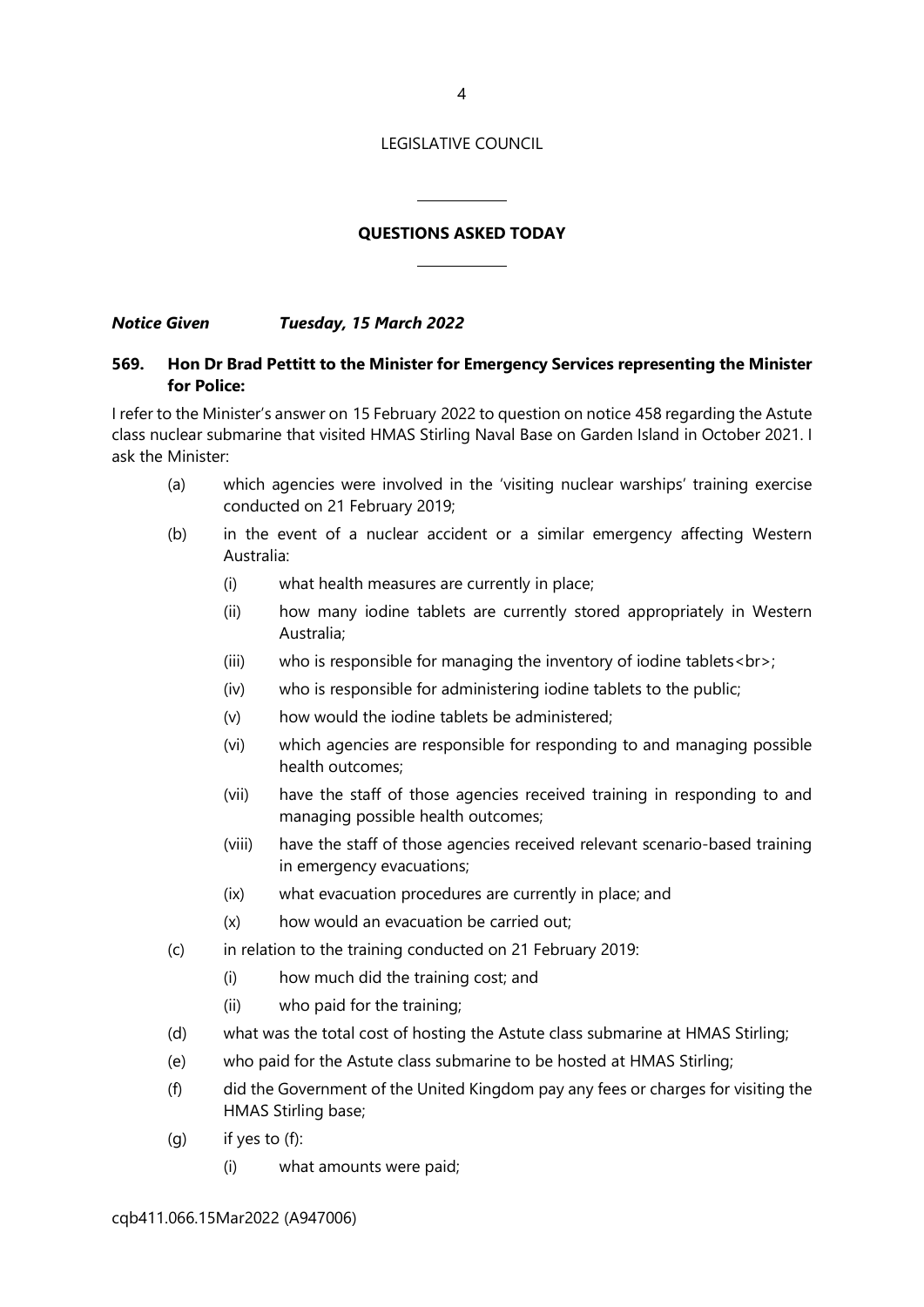LEGISLATIVE COUNCIL

## QUESTIONS ASKED TODAY

***Notice Given Tuesday, 15 March 2022***

**569. Hon Dr Brad Pettitt to the Minister for Emergency Services representing the Minister for Police:**

I refer to the Minister's answer on 15 February 2022 to question on notice 458 regarding the Astute class nuclear submarine that visited HMAS Stirling Naval Base on Garden Island in October 2021. I ask the Minister:

- (a) which agencies were involved in the 'visiting nuclear warships' training exercise conducted on 21 February 2019;
- (b) in the event of a nuclear accident or a similar emergency affecting Western Australia:
  - (i) what health measures are currently in place;
  - (ii) how many iodine tablets are currently stored appropriately in Western Australia;
  - (iii) who is responsible for managing the inventory of iodine tablets<br>;
  - (iv) who is responsible for administering iodine tablets to the public;
  - (v) how would the iodine tablets be administered;
  - (vi) which agencies are responsible for responding to and managing possible health outcomes;
  - (vii) have the staff of those agencies received training in responding to and managing possible health outcomes;
  - (viii) have the staff of those agencies received relevant scenario-based training in emergency evacuations;
  - (ix) what evacuation procedures are currently in place; and
  - (x) how would an evacuation be carried out;
- (c) in relation to the training conducted on 21 February 2019:
  - (i) how much did the training cost; and
  - (ii) who paid for the training;
- (d) what was the total cost of hosting the Astute class submarine at HMAS Stirling;
- (e) who paid for the Astute class submarine to be hosted at HMAS Stirling;
- (f) did the Government of the United Kingdom pay any fees or charges for visiting the HMAS Stirling base;
- (g) if yes to (f):
  - (i) what amounts were paid;

cqb411.066.15Mar2022 (A947006)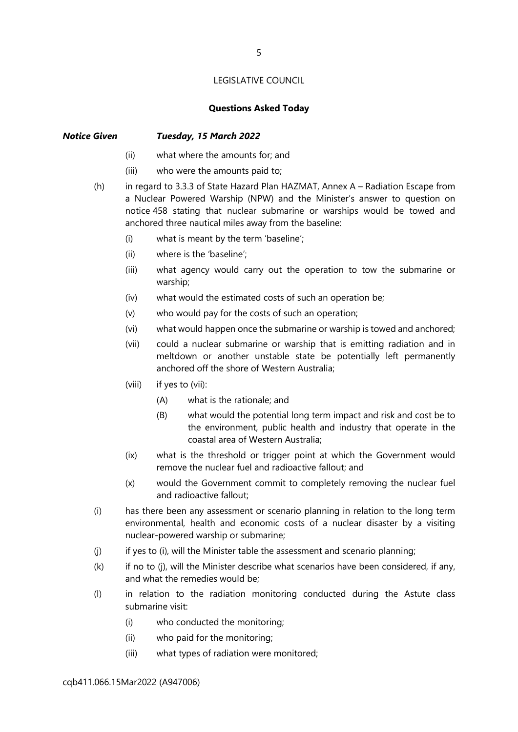LEGISLATIVE COUNCIL

**Questions Asked Today**

***Notice Given*** ***Tuesday, 15 March 2022***

- (ii) what where the amounts for; and
- (iii) who were the amounts paid to;

(h) in regard to 3.3.3 of State Hazard Plan HAZMAT, Annex A – Radiation Escape from a Nuclear Powered Warship (NPW) and the Minister's answer to question on notice 458 stating that nuclear submarine or warships would be towed and anchored three nautical miles away from the baseline:

- (i) what is meant by the term 'baseline';
- (ii) where is the 'baseline';
- (iii) what agency would carry out the operation to tow the submarine or warship;
- (iv) what would the estimated costs of such an operation be;
- (v) who would pay for the costs of such an operation;
- (vi) what would happen once the submarine or warship is towed and anchored;
- (vii) could a nuclear submarine or warship that is emitting radiation and in meltdown or another unstable state be potentially left permanently anchored off the shore of Western Australia;
- (viii) if yes to (vii):
  - (A) what is the rationale; and
  - (B) what would the potential long term impact and risk and cost be to the environment, public health and industry that operate in the coastal area of Western Australia;
- (ix) what is the threshold or trigger point at which the Government would remove the nuclear fuel and radioactive fallout; and
- (x) would the Government commit to completely removing the nuclear fuel and radioactive fallout;

(i) has there been any assessment or scenario planning in relation to the long term environmental, health and economic costs of a nuclear disaster by a visiting nuclear-powered warship or submarine;

(j) if yes to (i), will the Minister table the assessment and scenario planning;

(k) if no to (j), will the Minister describe what scenarios have been considered, if any, and what the remedies would be;

(l) in relation to the radiation monitoring conducted during the Astute class submarine visit:

- (i) who conducted the monitoring;
- (ii) who paid for the monitoring;
- (iii) what types of radiation were monitored;

cqb411.066.15Mar2022 (A947006)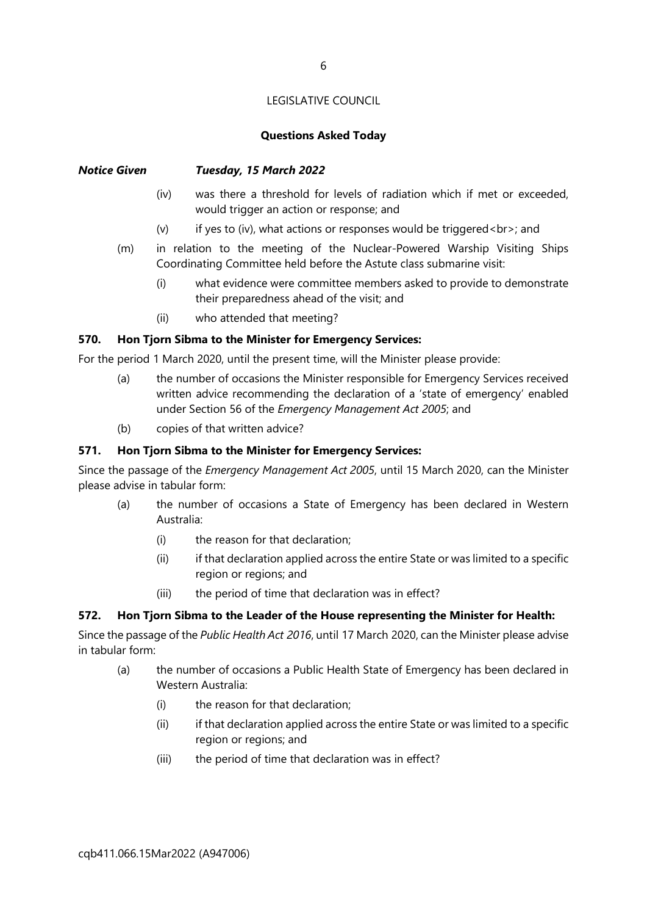LEGISLATIVE COUNCIL

**Questions Asked Today**

***Notice Given Tuesday, 15 March 2022***

- (iv) was there a threshold for levels of radiation which if met or exceeded, would trigger an action or response; and
- (v) if yes to (iv), what actions or responses would be triggered<br>; and

(m) in relation to the meeting of the Nuclear-Powered Warship Visiting Ships Coordinating Committee held before the Astute class submarine visit:

- (i) what evidence were committee members asked to provide to demonstrate their preparedness ahead of the visit; and
- (ii) who attended that meeting?

### 570. Hon Tjorn Sibma to the Minister for Emergency Services:

For the period 1 March 2020, until the present time, will the Minister please provide:

- (a) the number of occasions the Minister responsible for Emergency Services received written advice recommending the declaration of a 'state of emergency' enabled under Section 56 of the *Emergency Management Act 2005*; and
- (b) copies of that written advice?

### 571. Hon Tjorn Sibma to the Minister for Emergency Services:

Since the passage of the *Emergency Management Act 2005*, until 15 March 2020, can the Minister please advise in tabular form:

(a) the number of occasions a State of Emergency has been declared in Western Australia:

- (i) the reason for that declaration;
- (ii) if that declaration applied across the entire State or was limited to a specific region or regions; and
- (iii) the period of time that declaration was in effect?

### 572. Hon Tjorn Sibma to the Leader of the House representing the Minister for Health:

Since the passage of the *Public Health Act 2016*, until 17 March 2020, can the Minister please advise in tabular form:

(a) the number of occasions a Public Health State of Emergency has been declared in Western Australia:

- (i) the reason for that declaration;
- (ii) if that declaration applied across the entire State or was limited to a specific region or regions; and
- (iii) the period of time that declaration was in effect?

cqb411.066.15Mar2022 (A947006)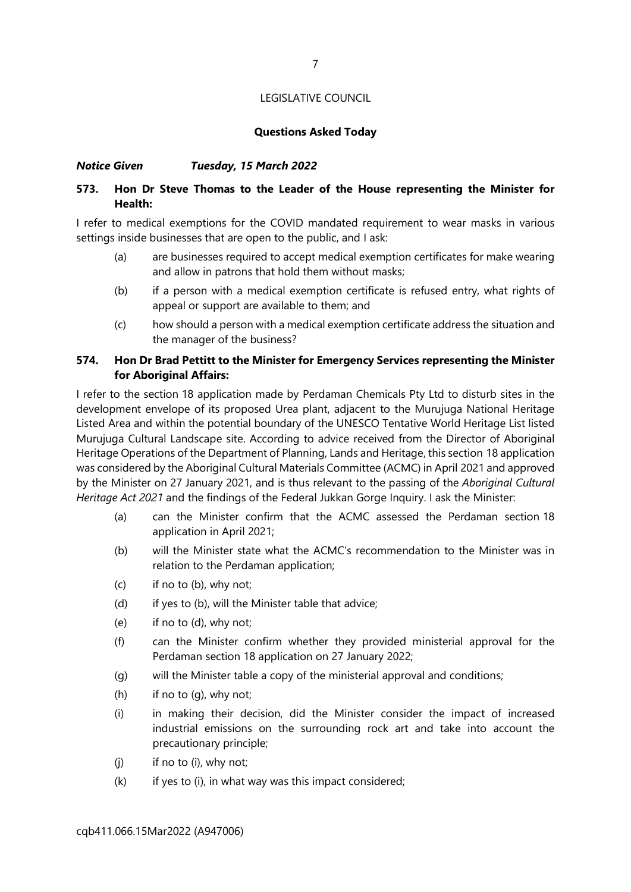LEGISLATIVE COUNCIL

**Questions Asked Today**

***Notice Given Tuesday, 15 March 2022***

**573. Hon Dr Steve Thomas to the Leader of the House representing the Minister for Health:**

I refer to medical exemptions for the COVID mandated requirement to wear masks in various settings inside businesses that are open to the public, and I ask:

- (a) are businesses required to accept medical exemption certificates for make wearing and allow in patrons that hold them without masks;
- (b) if a person with a medical exemption certificate is refused entry, what rights of appeal or support are available to them; and
- (c) how should a person with a medical exemption certificate address the situation and the manager of the business?

**574. Hon Dr Brad Pettitt to the Minister for Emergency Services representing the Minister for Aboriginal Affairs:**

I refer to the section 18 application made by Perdaman Chemicals Pty Ltd to disturb sites in the development envelope of its proposed Urea plant, adjacent to the Murujuga National Heritage Listed Area and within the potential boundary of the UNESCO Tentative World Heritage List listed Murujuga Cultural Landscape site. According to advice received from the Director of Aboriginal Heritage Operations of the Department of Planning, Lands and Heritage, this section 18 application was considered by the Aboriginal Cultural Materials Committee (ACMC) in April 2021 and approved by the Minister on 27 January 2021, and is thus relevant to the passing of the *Aboriginal Cultural Heritage Act 2021* and the findings of the Federal Jukkan Gorge Inquiry. I ask the Minister:

- (a) can the Minister confirm that the ACMC assessed the Perdaman section 18 application in April 2021;
- (b) will the Minister state what the ACMC's recommendation to the Minister was in relation to the Perdaman application;
- (c) if no to (b), why not;
- (d) if yes to (b), will the Minister table that advice;
- (e) if no to (d), why not;
- (f) can the Minister confirm whether they provided ministerial approval for the Perdaman section 18 application on 27 January 2022;
- (g) will the Minister table a copy of the ministerial approval and conditions;
- (h) if no to (g), why not;
- (i) in making their decision, did the Minister consider the impact of increased industrial emissions on the surrounding rock art and take into account the precautionary principle;
- (j) if no to (i), why not;
- (k) if yes to (i), in what way was this impact considered;

cqb411.066.15Mar2022 (A947006)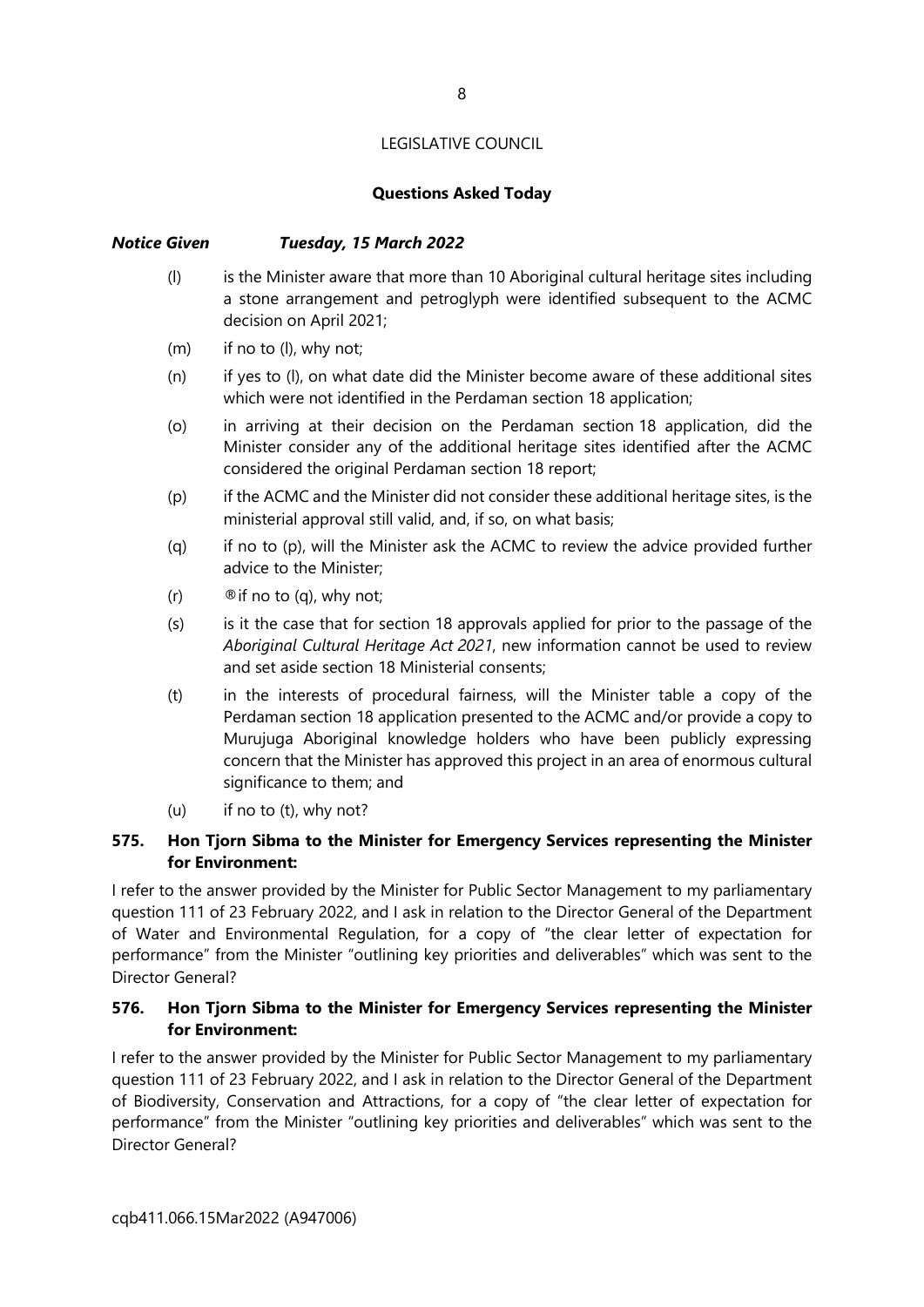LEGISLATIVE COUNCIL

**Questions Asked Today**

***Notice Given Tuesday, 15 March 2022***

(l) is the Minister aware that more than 10 Aboriginal cultural heritage sites including a stone arrangement and petroglyph were identified subsequent to the ACMC decision on April 2021;

(m) if no to (l), why not;

(n) if yes to (l), on what date did the Minister become aware of these additional sites which were not identified in the Perdaman section 18 application;

(o) in arriving at their decision on the Perdaman section 18 application, did the Minister consider any of the additional heritage sites identified after the ACMC considered the original Perdaman section 18 report;

(p) if the ACMC and the Minister did not consider these additional heritage sites, is the ministerial approval still valid, and, if so, on what basis;

(q) if no to (p), will the Minister ask the ACMC to review the advice provided further advice to the Minister;

(r) ®if no to (q), why not;

(s) is it the case that for section 18 approvals applied for prior to the passage of the *Aboriginal Cultural Heritage Act 2021*, new information cannot be used to review and set aside section 18 Ministerial consents;

(t) in the interests of procedural fairness, will the Minister table a copy of the Perdaman section 18 application presented to the ACMC and/or provide a copy to Murujuga Aboriginal knowledge holders who have been publicly expressing concern that the Minister has approved this project in an area of enormous cultural significance to them; and

(u) if no to (t), why not?

**575. Hon Tjorn Sibma to the Minister for Emergency Services representing the Minister for Environment:**

I refer to the answer provided by the Minister for Public Sector Management to my parliamentary question 111 of 23 February 2022, and I ask in relation to the Director General of the Department of Water and Environmental Regulation, for a copy of "the clear letter of expectation for performance" from the Minister "outlining key priorities and deliverables" which was sent to the Director General?

**576. Hon Tjorn Sibma to the Minister for Emergency Services representing the Minister for Environment:**

I refer to the answer provided by the Minister for Public Sector Management to my parliamentary question 111 of 23 February 2022, and I ask in relation to the Director General of the Department of Biodiversity, Conservation and Attractions, for a copy of "the clear letter of expectation for performance" from the Minister "outlining key priorities and deliverables" which was sent to the Director General?

cqb411.066.15Mar2022 (A947006)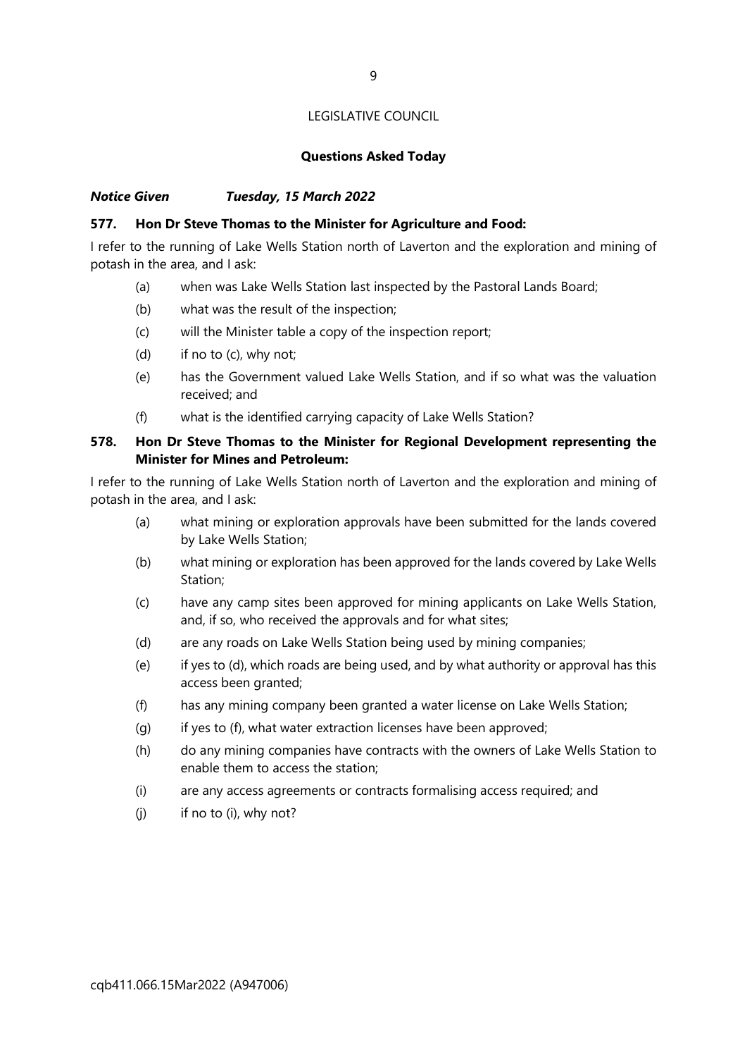LEGISLATIVE COUNCIL

## Questions Asked Today

***Notice Given Tuesday, 15 March 2022***

### 577. Hon Dr Steve Thomas to the Minister for Agriculture and Food:

I refer to the running of Lake Wells Station north of Laverton and the exploration and mining of potash in the area, and I ask:

- (a) when was Lake Wells Station last inspected by the Pastoral Lands Board;
- (b) what was the result of the inspection;
- (c) will the Minister table a copy of the inspection report;
- (d) if no to (c), why not;
- (e) has the Government valued Lake Wells Station, and if so what was the valuation received; and
- (f) what is the identified carrying capacity of Lake Wells Station?

### 578. Hon Dr Steve Thomas to the Minister for Regional Development representing the Minister for Mines and Petroleum:

I refer to the running of Lake Wells Station north of Laverton and the exploration and mining of potash in the area, and I ask:

- (a) what mining or exploration approvals have been submitted for the lands covered by Lake Wells Station;
- (b) what mining or exploration has been approved for the lands covered by Lake Wells Station;
- (c) have any camp sites been approved for mining applicants on Lake Wells Station, and, if so, who received the approvals and for what sites;
- (d) are any roads on Lake Wells Station being used by mining companies;
- (e) if yes to (d), which roads are being used, and by what authority or approval has this access been granted;
- (f) has any mining company been granted a water license on Lake Wells Station;
- (g) if yes to (f), what water extraction licenses have been approved;
- (h) do any mining companies have contracts with the owners of Lake Wells Station to enable them to access the station;
- (i) are any access agreements or contracts formalising access required; and
- (j) if no to (i), why not?

cqb411.066.15Mar2022 (A947006)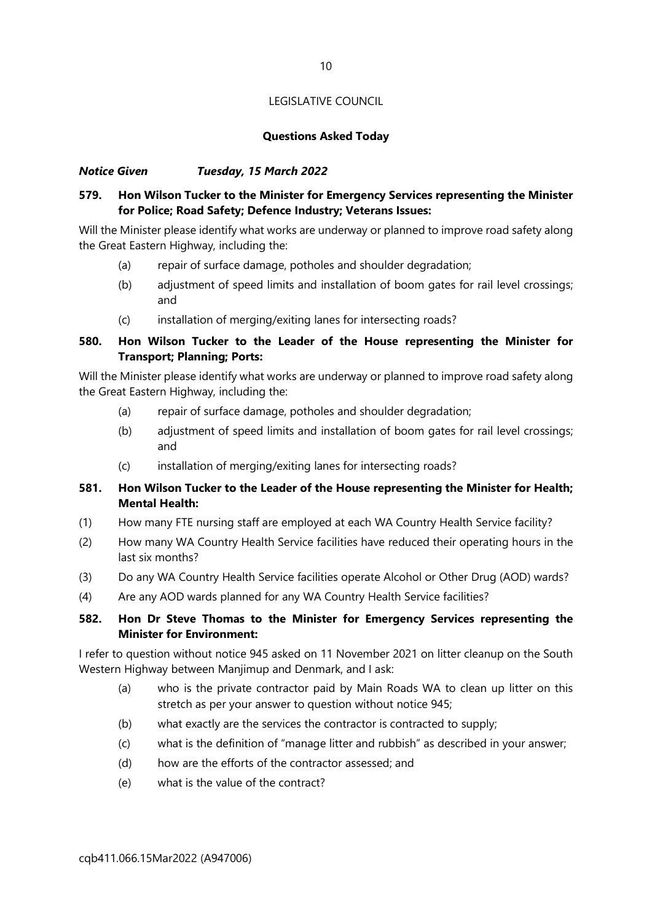LEGISLATIVE COUNCIL

**Questions Asked Today**

***Notice Given Tuesday, 15 March 2022***

**579. Hon Wilson Tucker to the Minister for Emergency Services representing the Minister for Police; Road Safety; Defence Industry; Veterans Issues:**

Will the Minister please identify what works are underway or planned to improve road safety along the Great Eastern Highway, including the:

- (a) repair of surface damage, potholes and shoulder degradation;
- (b) adjustment of speed limits and installation of boom gates for rail level crossings; and
- (c) installation of merging/exiting lanes for intersecting roads?

**580. Hon Wilson Tucker to the Leader of the House representing the Minister for Transport; Planning; Ports:**

Will the Minister please identify what works are underway or planned to improve road safety along the Great Eastern Highway, including the:

- (a) repair of surface damage, potholes and shoulder degradation;
- (b) adjustment of speed limits and installation of boom gates for rail level crossings; and
- (c) installation of merging/exiting lanes for intersecting roads?

**581. Hon Wilson Tucker to the Leader of the House representing the Minister for Health; Mental Health:**

(1) How many FTE nursing staff are employed at each WA Country Health Service facility?

(2) How many WA Country Health Service facilities have reduced their operating hours in the last six months?

(3) Do any WA Country Health Service facilities operate Alcohol or Other Drug (AOD) wards?

(4) Are any AOD wards planned for any WA Country Health Service facilities?

**582. Hon Dr Steve Thomas to the Minister for Emergency Services representing the Minister for Environment:**

I refer to question without notice 945 asked on 11 November 2021 on litter cleanup on the South Western Highway between Manjimup and Denmark, and I ask:

- (a) who is the private contractor paid by Main Roads WA to clean up litter on this stretch as per your answer to question without notice 945;
- (b) what exactly are the services the contractor is contracted to supply;
- (c) what is the definition of "manage litter and rubbish" as described in your answer;
- (d) how are the efforts of the contractor assessed; and
- (e) what is the value of the contract?

cqb411.066.15Mar2022 (A947006)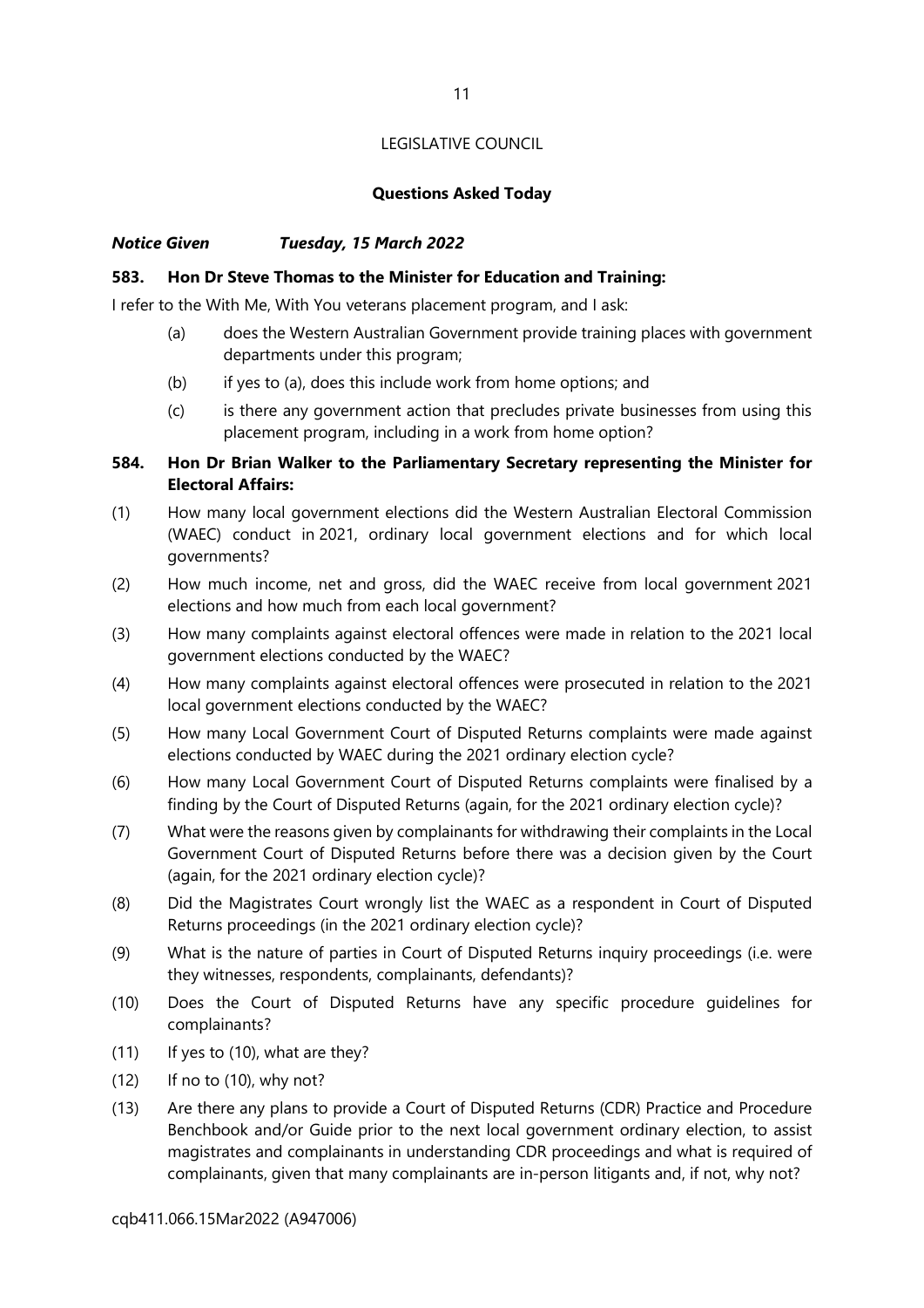## LEGISLATIVE COUNCIL

### Questions Asked Today

***Notice Given Tuesday, 15 March 2022***

**583. Hon Dr Steve Thomas to the Minister for Education and Training:**

I refer to the With Me, With You veterans placement program, and I ask:

(a) does the Western Australian Government provide training places with government departments under this program;

(b) if yes to (a), does this include work from home options; and

(c) is there any government action that precludes private businesses from using this placement program, including in a work from home option?

**584. Hon Dr Brian Walker to the Parliamentary Secretary representing the Minister for Electoral Affairs:**

(1) How many local government elections did the Western Australian Electoral Commission (WAEC) conduct in 2021, ordinary local government elections and for which local governments?

(2) How much income, net and gross, did the WAEC receive from local government 2021 elections and how much from each local government?

(3) How many complaints against electoral offences were made in relation to the 2021 local government elections conducted by the WAEC?

(4) How many complaints against electoral offences were prosecuted in relation to the 2021 local government elections conducted by the WAEC?

(5) How many Local Government Court of Disputed Returns complaints were made against elections conducted by WAEC during the 2021 ordinary election cycle?

(6) How many Local Government Court of Disputed Returns complaints were finalised by a finding by the Court of Disputed Returns (again, for the 2021 ordinary election cycle)?

(7) What were the reasons given by complainants for withdrawing their complaints in the Local Government Court of Disputed Returns before there was a decision given by the Court (again, for the 2021 ordinary election cycle)?

(8) Did the Magistrates Court wrongly list the WAEC as a respondent in Court of Disputed Returns proceedings (in the 2021 ordinary election cycle)?

(9) What is the nature of parties in Court of Disputed Returns inquiry proceedings (i.e. were they witnesses, respondents, complainants, defendants)?

(10) Does the Court of Disputed Returns have any specific procedure guidelines for complainants?

(11) If yes to (10), what are they?

(12) If no to (10), why not?

(13) Are there any plans to provide a Court of Disputed Returns (CDR) Practice and Procedure Benchbook and/or Guide prior to the next local government ordinary election, to assist magistrates and complainants in understanding CDR proceedings and what is required of complainants, given that many complainants are in-person litigants and, if not, why not?

cqb411.066.15Mar2022 (A947006)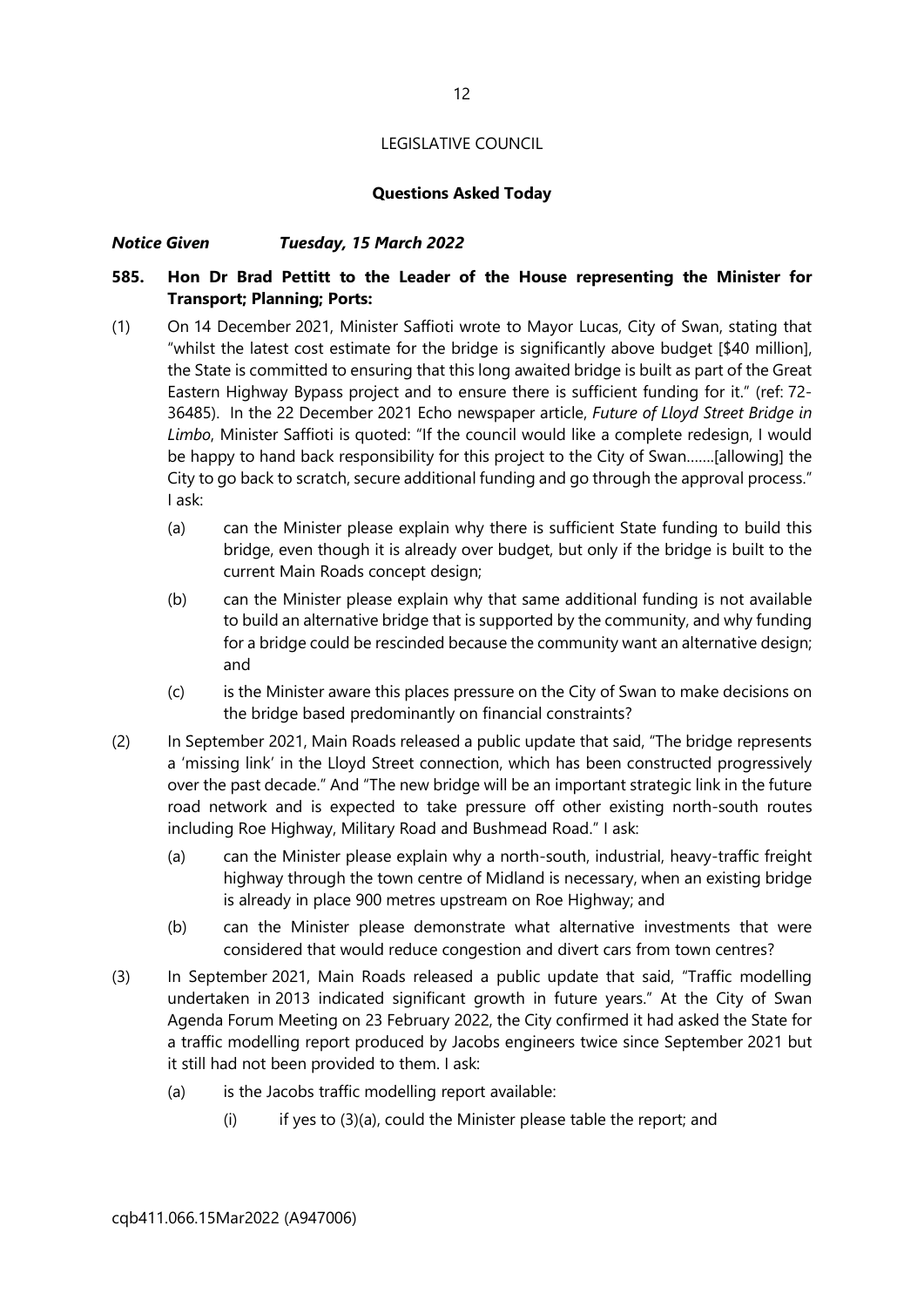LEGISLATIVE COUNCIL

**Questions Asked Today**

***Notice Given Tuesday, 15 March 2022***

**585. Hon Dr Brad Pettitt to the Leader of the House representing the Minister for Transport; Planning; Ports:**

(1) On 14 December 2021, Minister Saffioti wrote to Mayor Lucas, City of Swan, stating that "whilst the latest cost estimate for the bridge is significantly above budget [$40 million], the State is committed to ensuring that this long awaited bridge is built as part of the Great Eastern Highway Bypass project and to ensure there is sufficient funding for it." (ref: 72-36485). In the 22 December 2021 Echo newspaper article, *Future of Lloyd Street Bridge in Limbo*, Minister Saffioti is quoted: "If the council would like a complete redesign, I would be happy to hand back responsibility for this project to the City of Swan…….[allowing] the City to go back to scratch, secure additional funding and go through the approval process." I ask:

   (a) can the Minister please explain why there is sufficient State funding to build this bridge, even though it is already over budget, but only if the bridge is built to the current Main Roads concept design;

   (b) can the Minister please explain why that same additional funding is not available to build an alternative bridge that is supported by the community, and why funding for a bridge could be rescinded because the community want an alternative design; and

   (c) is the Minister aware this places pressure on the City of Swan to make decisions on the bridge based predominantly on financial constraints?

(2) In September 2021, Main Roads released a public update that said, "The bridge represents a 'missing link' in the Lloyd Street connection, which has been constructed progressively over the past decade." And "The new bridge will be an important strategic link in the future road network and is expected to take pressure off other existing north-south routes including Roe Highway, Military Road and Bushmead Road." I ask:

   (a) can the Minister please explain why a north-south, industrial, heavy-traffic freight highway through the town centre of Midland is necessary, when an existing bridge is already in place 900 metres upstream on Roe Highway; and

   (b) can the Minister please demonstrate what alternative investments that were considered that would reduce congestion and divert cars from town centres?

(3) In September 2021, Main Roads released a public update that said, "Traffic modelling undertaken in 2013 indicated significant growth in future years." At the City of Swan Agenda Forum Meeting on 23 February 2022, the City confirmed it had asked the State for a traffic modelling report produced by Jacobs engineers twice since September 2021 but it still had not been provided to them. I ask:

   (a) is the Jacobs traffic modelling report available:

      (i) if yes to (3)(a), could the Minister please table the report; and

cqb411.066.15Mar2022 (A947006)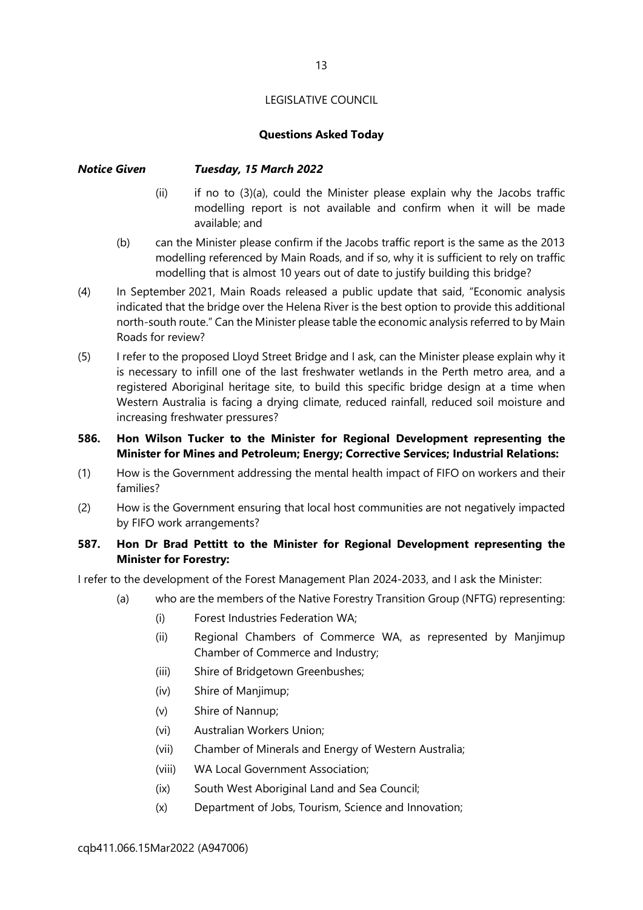LEGISLATIVE COUNCIL

**Questions Asked Today**

***Notice Given Tuesday, 15 March 2022***

- (ii) if no to (3)(a), could the Minister please explain why the Jacobs traffic modelling report is not available and confirm when it will be made available; and

(b) can the Minister please confirm if the Jacobs traffic report is the same as the 2013 modelling referenced by Main Roads, and if so, why it is sufficient to rely on traffic modelling that is almost 10 years out of date to justify building this bridge?

(4) In September 2021, Main Roads released a public update that said, "Economic analysis indicated that the bridge over the Helena River is the best option to provide this additional north-south route." Can the Minister please table the economic analysis referred to by Main Roads for review?

(5) I refer to the proposed Lloyd Street Bridge and I ask, can the Minister please explain why it is necessary to infill one of the last freshwater wetlands in the Perth metro area, and a registered Aboriginal heritage site, to build this specific bridge design at a time when Western Australia is facing a drying climate, reduced rainfall, reduced soil moisture and increasing freshwater pressures?

**586. Hon Wilson Tucker to the Minister for Regional Development representing the Minister for Mines and Petroleum; Energy; Corrective Services; Industrial Relations:**

(1) How is the Government addressing the mental health impact of FIFO on workers and their families?

(2) How is the Government ensuring that local host communities are not negatively impacted by FIFO work arrangements?

**587. Hon Dr Brad Pettitt to the Minister for Regional Development representing the Minister for Forestry:**

I refer to the development of the Forest Management Plan 2024-2033, and I ask the Minister:

(a) who are the members of the Native Forestry Transition Group (NFTG) representing:

- (i) Forest Industries Federation WA;
- (ii) Regional Chambers of Commerce WA, as represented by Manjimup Chamber of Commerce and Industry;
- (iii) Shire of Bridgetown Greenbushes;
- (iv) Shire of Manjimup;
- (v) Shire of Nannup;
- (vi) Australian Workers Union;
- (vii) Chamber of Minerals and Energy of Western Australia;
- (viii) WA Local Government Association;
- (ix) South West Aboriginal Land and Sea Council;
- (x) Department of Jobs, Tourism, Science and Innovation;

cqb411.066.15Mar2022 (A947006)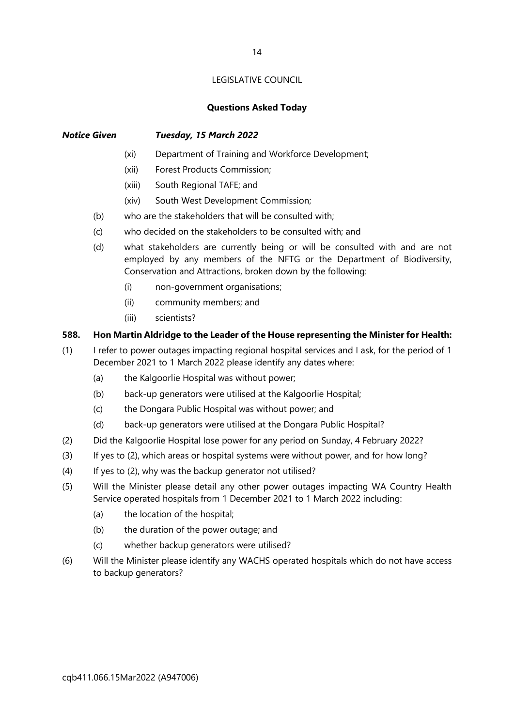LEGISLATIVE COUNCIL

**Questions Asked Today**

***Notice Given Tuesday, 15 March 2022***

- (xi) Department of Training and Workforce Development;
- (xii) Forest Products Commission;
- (xiii) South Regional TAFE; and
- (xiv) South West Development Commission;

(b) who are the stakeholders that will be consulted with;

(c) who decided on the stakeholders to be consulted with; and

(d) what stakeholders are currently being or will be consulted with and are not employed by any members of the NFTG or the Department of Biodiversity, Conservation and Attractions, broken down by the following:

- (i) non-government organisations;
- (ii) community members; and
- (iii) scientists?

**588. Hon Martin Aldridge to the Leader of the House representing the Minister for Health:**

(1) I refer to power outages impacting regional hospital services and I ask, for the period of 1 December 2021 to 1 March 2022 please identify any dates where:

- (a) the Kalgoorlie Hospital was without power;
- (b) back-up generators were utilised at the Kalgoorlie Hospital;
- (c) the Dongara Public Hospital was without power; and
- (d) back-up generators were utilised at the Dongara Public Hospital?

(2) Did the Kalgoorlie Hospital lose power for any period on Sunday, 4 February 2022?

(3) If yes to (2), which areas or hospital systems were without power, and for how long?

(4) If yes to (2), why was the backup generator not utilised?

(5) Will the Minister please detail any other power outages impacting WA Country Health Service operated hospitals from 1 December 2021 to 1 March 2022 including:

- (a) the location of the hospital;
- (b) the duration of the power outage; and
- (c) whether backup generators were utilised?

(6) Will the Minister please identify any WACHS operated hospitals which do not have access to backup generators?

cqb411.066.15Mar2022 (A947006)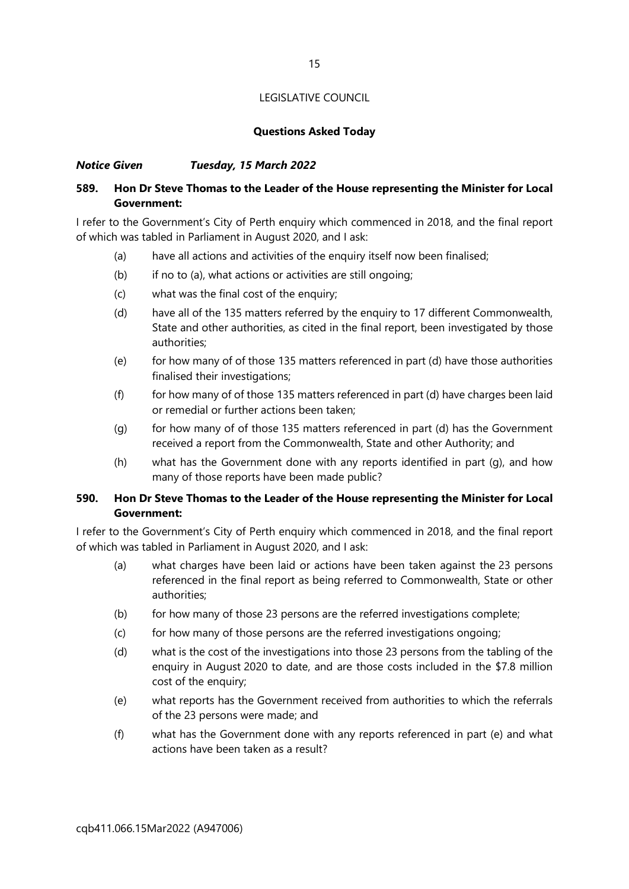LEGISLATIVE COUNCIL

**Questions Asked Today**

***Notice Given Tuesday, 15 March 2022***

**589. Hon Dr Steve Thomas to the Leader of the House representing the Minister for Local Government:**

I refer to the Government's City of Perth enquiry which commenced in 2018, and the final report of which was tabled in Parliament in August 2020, and I ask:

(a) have all actions and activities of the enquiry itself now been finalised;

(b) if no to (a), what actions or activities are still ongoing;

(c) what was the final cost of the enquiry;

(d) have all of the 135 matters referred by the enquiry to 17 different Commonwealth, State and other authorities, as cited in the final report, been investigated by those authorities;

(e) for how many of of those 135 matters referenced in part (d) have those authorities finalised their investigations;

(f) for how many of of those 135 matters referenced in part (d) have charges been laid or remedial or further actions been taken;

(g) for how many of of those 135 matters referenced in part (d) has the Government received a report from the Commonwealth, State and other Authority; and

(h) what has the Government done with any reports identified in part (g), and how many of those reports have been made public?

**590. Hon Dr Steve Thomas to the Leader of the House representing the Minister for Local Government:**

I refer to the Government's City of Perth enquiry which commenced in 2018, and the final report of which was tabled in Parliament in August 2020, and I ask:

(a) what charges have been laid or actions have been taken against the 23 persons referenced in the final report as being referred to Commonwealth, State or other authorities;

(b) for how many of those 23 persons are the referred investigations complete;

(c) for how many of those persons are the referred investigations ongoing;

(d) what is the cost of the investigations into those 23 persons from the tabling of the enquiry in August 2020 to date, and are those costs included in the $7.8 million cost of the enquiry;

(e) what reports has the Government received from authorities to which the referrals of the 23 persons were made; and

(f) what has the Government done with any reports referenced in part (e) and what actions have been taken as a result?

cqb411.066.15Mar2022 (A947006)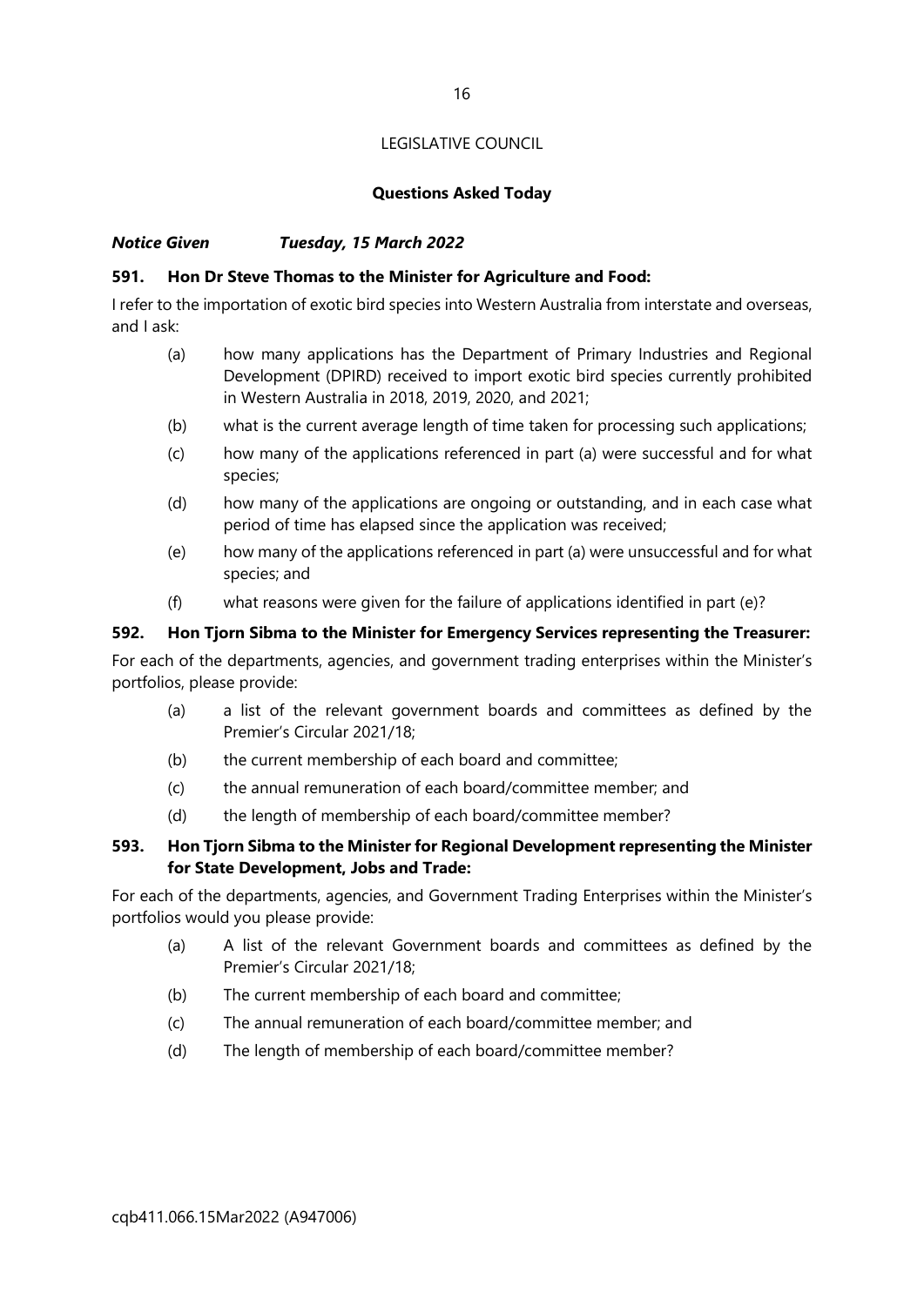LEGISLATIVE COUNCIL

## Questions Asked Today

***Notice Given Tuesday, 15 March 2022***

### 591. Hon Dr Steve Thomas to the Minister for Agriculture and Food:

I refer to the importation of exotic bird species into Western Australia from interstate and overseas, and I ask:

- (a) how many applications has the Department of Primary Industries and Regional Development (DPIRD) received to import exotic bird species currently prohibited in Western Australia in 2018, 2019, 2020, and 2021;
- (b) what is the current average length of time taken for processing such applications;
- (c) how many of the applications referenced in part (a) were successful and for what species;
- (d) how many of the applications are ongoing or outstanding, and in each case what period of time has elapsed since the application was received;
- (e) how many of the applications referenced in part (a) were unsuccessful and for what species; and
- (f) what reasons were given for the failure of applications identified in part (e)?

### 592. Hon Tjorn Sibma to the Minister for Emergency Services representing the Treasurer:

For each of the departments, agencies, and government trading enterprises within the Minister's portfolios, please provide:

- (a) a list of the relevant government boards and committees as defined by the Premier's Circular 2021/18;
- (b) the current membership of each board and committee;
- (c) the annual remuneration of each board/committee member; and
- (d) the length of membership of each board/committee member?

### 593. Hon Tjorn Sibma to the Minister for Regional Development representing the Minister for State Development, Jobs and Trade:

For each of the departments, agencies, and Government Trading Enterprises within the Minister's portfolios would you please provide:

- (a) A list of the relevant Government boards and committees as defined by the Premier's Circular 2021/18;
- (b) The current membership of each board and committee;
- (c) The annual remuneration of each board/committee member; and
- (d) The length of membership of each board/committee member?

cqb411.066.15Mar2022 (A947006)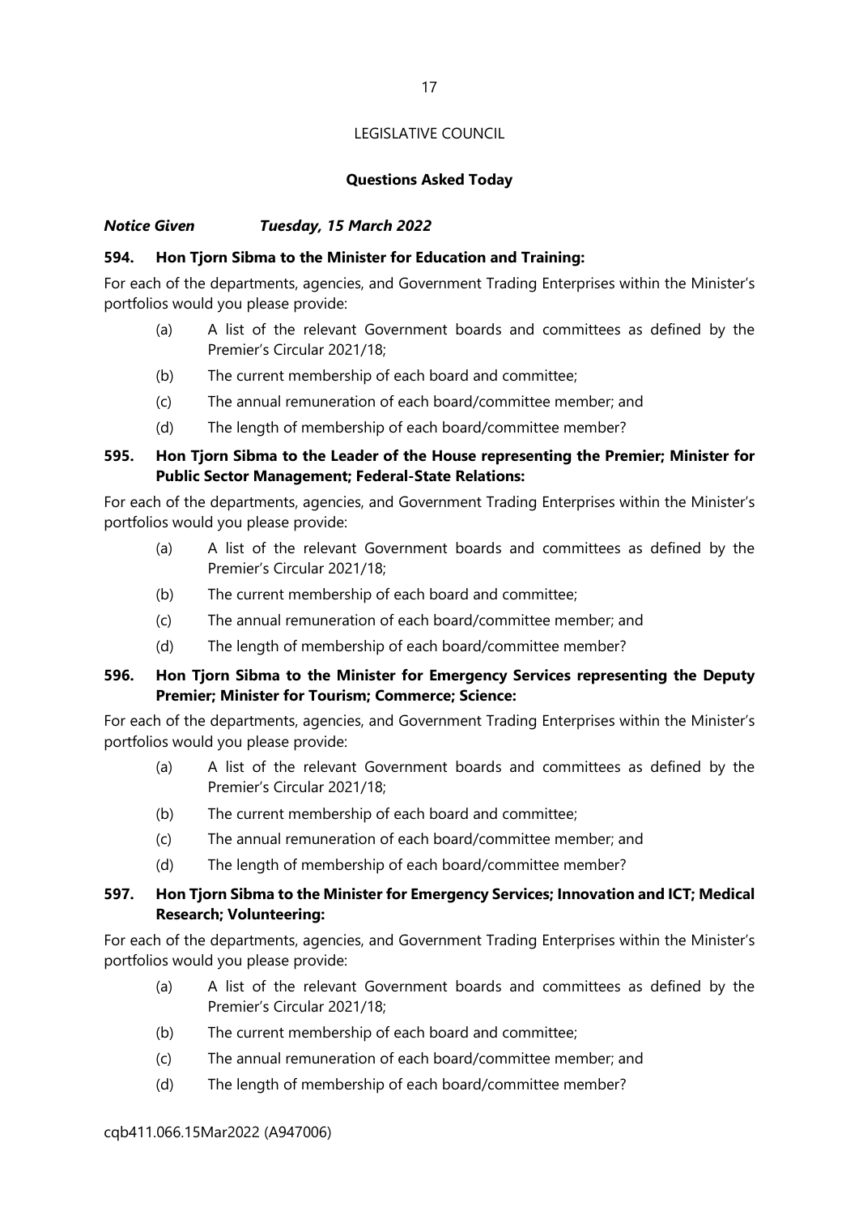LEGISLATIVE COUNCIL

**Questions Asked Today**

***Notice Given Tuesday, 15 March 2022***

**594. Hon Tjorn Sibma to the Minister for Education and Training:**

For each of the departments, agencies, and Government Trading Enterprises within the Minister's portfolios would you please provide:

- (a) A list of the relevant Government boards and committees as defined by the Premier's Circular 2021/18;
- (b) The current membership of each board and committee;
- (c) The annual remuneration of each board/committee member; and
- (d) The length of membership of each board/committee member?

**595. Hon Tjorn Sibma to the Leader of the House representing the Premier; Minister for Public Sector Management; Federal-State Relations:**

For each of the departments, agencies, and Government Trading Enterprises within the Minister's portfolios would you please provide:

- (a) A list of the relevant Government boards and committees as defined by the Premier's Circular 2021/18;
- (b) The current membership of each board and committee;
- (c) The annual remuneration of each board/committee member; and
- (d) The length of membership of each board/committee member?

**596. Hon Tjorn Sibma to the Minister for Emergency Services representing the Deputy Premier; Minister for Tourism; Commerce; Science:**

For each of the departments, agencies, and Government Trading Enterprises within the Minister's portfolios would you please provide:

- (a) A list of the relevant Government boards and committees as defined by the Premier's Circular 2021/18;
- (b) The current membership of each board and committee;
- (c) The annual remuneration of each board/committee member; and
- (d) The length of membership of each board/committee member?

**597. Hon Tjorn Sibma to the Minister for Emergency Services; Innovation and ICT; Medical Research; Volunteering:**

For each of the departments, agencies, and Government Trading Enterprises within the Minister's portfolios would you please provide:

- (a) A list of the relevant Government boards and committees as defined by the Premier's Circular 2021/18;
- (b) The current membership of each board and committee;
- (c) The annual remuneration of each board/committee member; and
- (d) The length of membership of each board/committee member?

cqb411.066.15Mar2022 (A947006)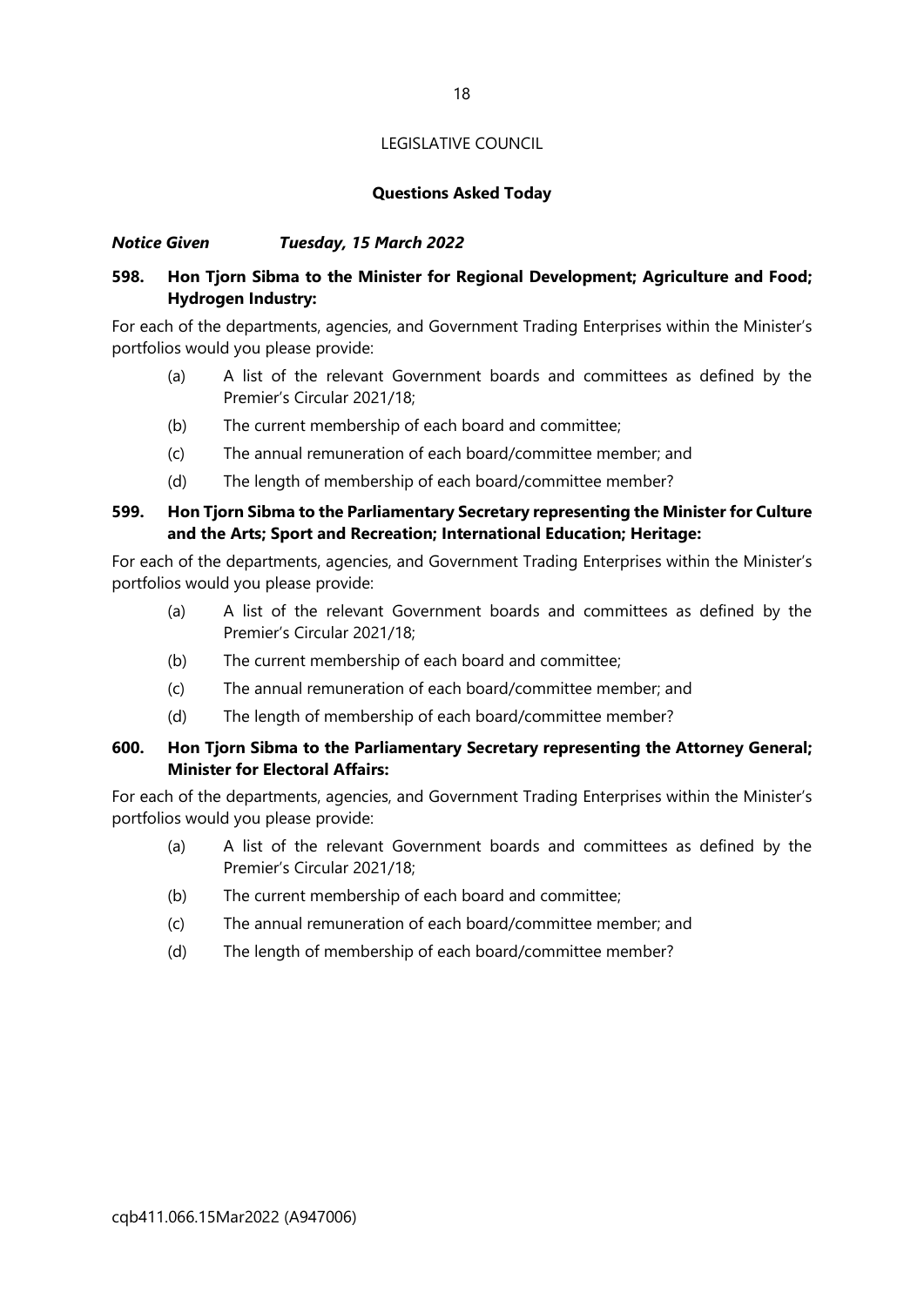LEGISLATIVE COUNCIL

## Questions Asked Today

***Notice Given Tuesday, 15 March 2022***

**598. Hon Tjorn Sibma to the Minister for Regional Development; Agriculture and Food; Hydrogen Industry:**

For each of the departments, agencies, and Government Trading Enterprises within the Minister's portfolios would you please provide:

(a) A list of the relevant Government boards and committees as defined by the Premier's Circular 2021/18;

(b) The current membership of each board and committee;

(c) The annual remuneration of each board/committee member; and

(d) The length of membership of each board/committee member?

**599. Hon Tjorn Sibma to the Parliamentary Secretary representing the Minister for Culture and the Arts; Sport and Recreation; International Education; Heritage:**

For each of the departments, agencies, and Government Trading Enterprises within the Minister's portfolios would you please provide:

(a) A list of the relevant Government boards and committees as defined by the Premier's Circular 2021/18;

(b) The current membership of each board and committee;

(c) The annual remuneration of each board/committee member; and

(d) The length of membership of each board/committee member?

**600. Hon Tjorn Sibma to the Parliamentary Secretary representing the Attorney General; Minister for Electoral Affairs:**

For each of the departments, agencies, and Government Trading Enterprises within the Minister's portfolios would you please provide:

(a) A list of the relevant Government boards and committees as defined by the Premier's Circular 2021/18;

(b) The current membership of each board and committee;

(c) The annual remuneration of each board/committee member; and

(d) The length of membership of each board/committee member?

cqb411.066.15Mar2022 (A947006)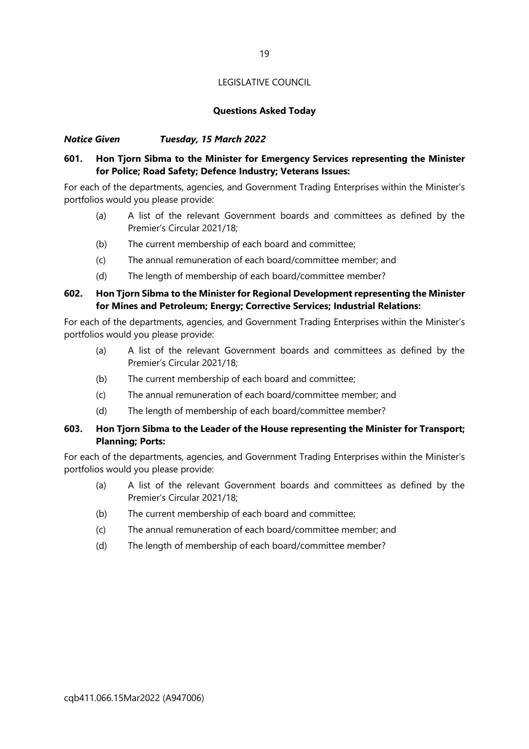LEGISLATIVE COUNCIL

## Questions Asked Today

***Notice Given Tuesday, 15 March 2022***

**601. Hon Tjorn Sibma to the Minister for Emergency Services representing the Minister for Police; Road Safety; Defence Industry; Veterans Issues:**

For each of the departments, agencies, and Government Trading Enterprises within the Minister's portfolios would you please provide:

(a) A list of the relevant Government boards and committees as defined by the Premier's Circular 2021/18;

(b) The current membership of each board and committee;

(c) The annual remuneration of each board/committee member; and

(d) The length of membership of each board/committee member?

**602. Hon Tjorn Sibma to the Minister for Regional Development representing the Minister for Mines and Petroleum; Energy; Corrective Services; Industrial Relations:**

For each of the departments, agencies, and Government Trading Enterprises within the Minister's portfolios would you please provide:

(a) A list of the relevant Government boards and committees as defined by the Premier's Circular 2021/18;

(b) The current membership of each board and committee;

(c) The annual remuneration of each board/committee member; and

(d) The length of membership of each board/committee member?

**603. Hon Tjorn Sibma to the Leader of the House representing the Minister for Transport; Planning; Ports:**

For each of the departments, agencies, and Government Trading Enterprises within the Minister's portfolios would you please provide:

(a) A list of the relevant Government boards and committees as defined by the Premier's Circular 2021/18;

(b) The current membership of each board and committee;

(c) The annual remuneration of each board/committee member; and

(d) The length of membership of each board/committee member?

cqb411.066.15Mar2022 (A947006)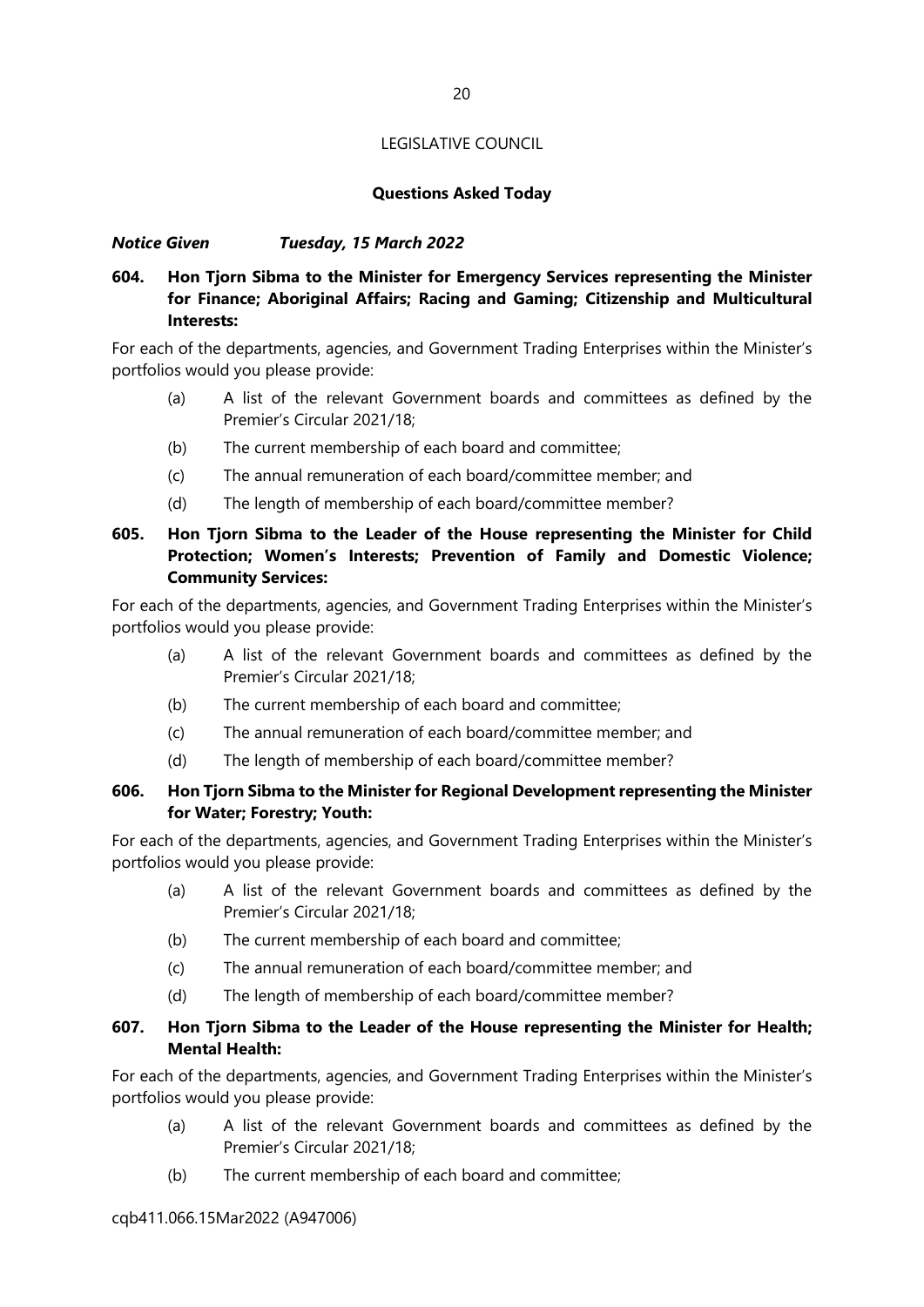LEGISLATIVE COUNCIL

**Questions Asked Today**

***Notice Given Tuesday, 15 March 2022***

**604. Hon Tjorn Sibma to the Minister for Emergency Services representing the Minister for Finance; Aboriginal Affairs; Racing and Gaming; Citizenship and Multicultural Interests:**

For each of the departments, agencies, and Government Trading Enterprises within the Minister's portfolios would you please provide:

(a) A list of the relevant Government boards and committees as defined by the Premier's Circular 2021/18;

(b) The current membership of each board and committee;

(c) The annual remuneration of each board/committee member; and

(d) The length of membership of each board/committee member?

**605. Hon Tjorn Sibma to the Leader of the House representing the Minister for Child Protection; Women's Interests; Prevention of Family and Domestic Violence; Community Services:**

For each of the departments, agencies, and Government Trading Enterprises within the Minister's portfolios would you please provide:

(a) A list of the relevant Government boards and committees as defined by the Premier's Circular 2021/18;

(b) The current membership of each board and committee;

(c) The annual remuneration of each board/committee member; and

(d) The length of membership of each board/committee member?

**606. Hon Tjorn Sibma to the Minister for Regional Development representing the Minister for Water; Forestry; Youth:**

For each of the departments, agencies, and Government Trading Enterprises within the Minister's portfolios would you please provide:

(a) A list of the relevant Government boards and committees as defined by the Premier's Circular 2021/18;

(b) The current membership of each board and committee;

(c) The annual remuneration of each board/committee member; and

(d) The length of membership of each board/committee member?

**607. Hon Tjorn Sibma to the Leader of the House representing the Minister for Health; Mental Health:**

For each of the departments, agencies, and Government Trading Enterprises within the Minister's portfolios would you please provide:

(a) A list of the relevant Government boards and committees as defined by the Premier's Circular 2021/18;

(b) The current membership of each board and committee;

cqb411.066.15Mar2022 (A947006)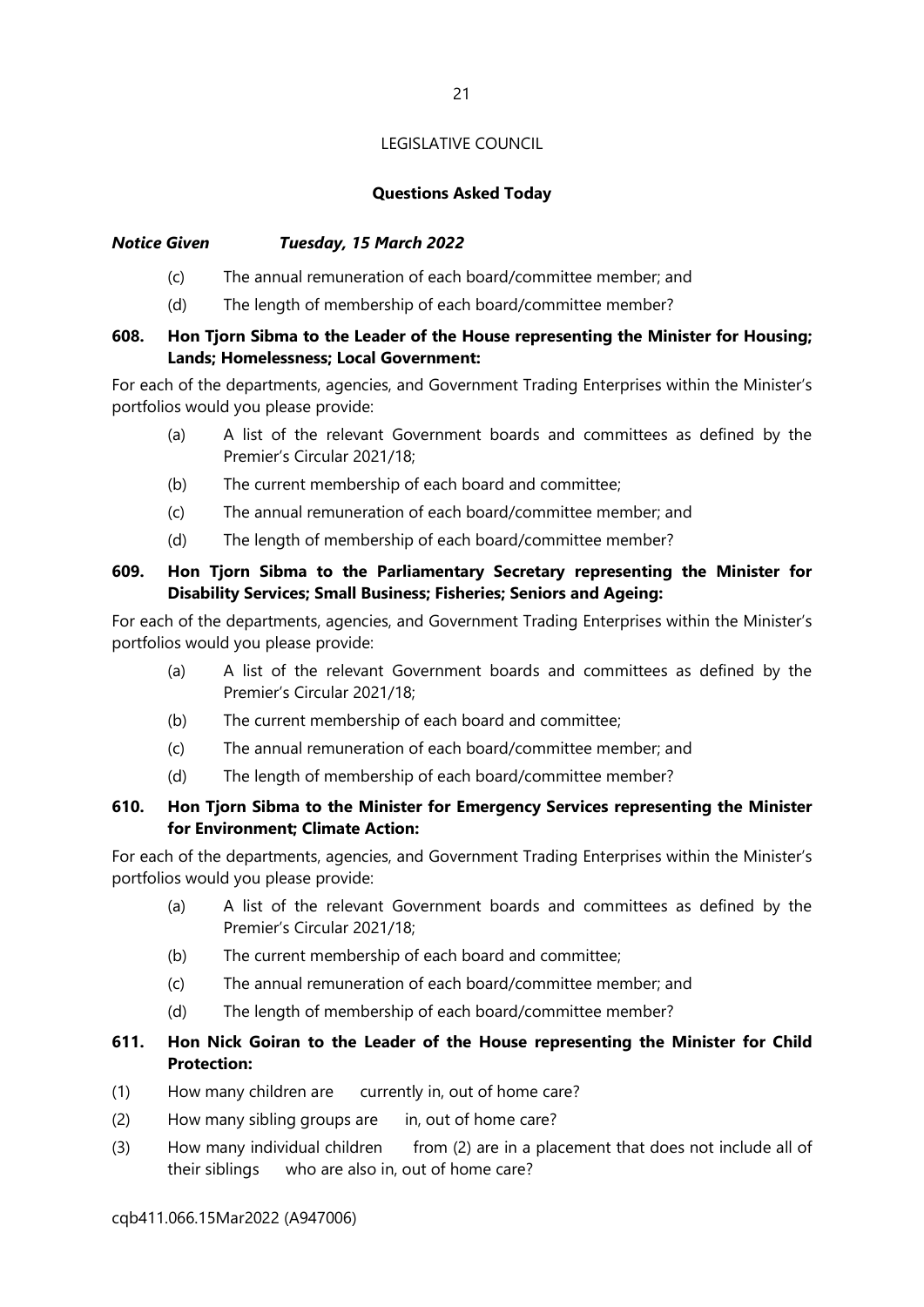LEGISLATIVE COUNCIL

**Questions Asked Today**

***Notice Given Tuesday, 15 March 2022***

(c) The annual remuneration of each board/committee member; and

(d) The length of membership of each board/committee member?

**608. Hon Tjorn Sibma to the Leader of the House representing the Minister for Housing; Lands; Homelessness; Local Government:**

For each of the departments, agencies, and Government Trading Enterprises within the Minister's portfolios would you please provide:

(a) A list of the relevant Government boards and committees as defined by the Premier's Circular 2021/18;

(b) The current membership of each board and committee;

(c) The annual remuneration of each board/committee member; and

(d) The length of membership of each board/committee member?

**609. Hon Tjorn Sibma to the Parliamentary Secretary representing the Minister for Disability Services; Small Business; Fisheries; Seniors and Ageing:**

For each of the departments, agencies, and Government Trading Enterprises within the Minister's portfolios would you please provide:

(a) A list of the relevant Government boards and committees as defined by the Premier's Circular 2021/18;

(b) The current membership of each board and committee;

(c) The annual remuneration of each board/committee member; and

(d) The length of membership of each board/committee member?

**610. Hon Tjorn Sibma to the Minister for Emergency Services representing the Minister for Environment; Climate Action:**

For each of the departments, agencies, and Government Trading Enterprises within the Minister's portfolios would you please provide:

(a) A list of the relevant Government boards and committees as defined by the Premier's Circular 2021/18;

(b) The current membership of each board and committee;

(c) The annual remuneration of each board/committee member; and

(d) The length of membership of each board/committee member?

**611. Hon Nick Goiran to the Leader of the House representing the Minister for Child Protection:**

(1) How many children are currently in, out of home care?

(2) How many sibling groups are in, out of home care?

(3) How many individual children from (2) are in a placement that does not include all of their siblings who are also in, out of home care?

cqb411.066.15Mar2022 (A947006)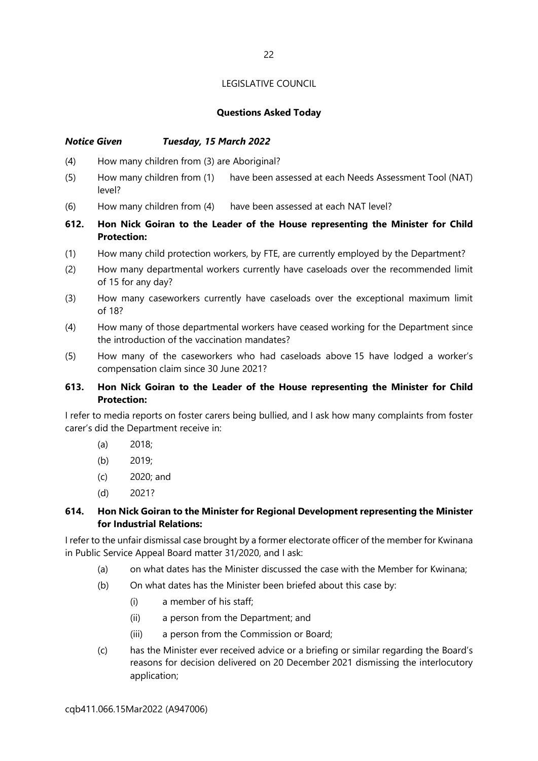LEGISLATIVE COUNCIL

**Questions Asked Today**

***Notice Given Tuesday, 15 March 2022***

(4) How many children from (3) are Aboriginal?

(5) How many children from (1) have been assessed at each Needs Assessment Tool (NAT) level?

(6) How many children from (4) have been assessed at each NAT level?

**612. Hon Nick Goiran to the Leader of the House representing the Minister for Child Protection:**

(1) How many child protection workers, by FTE, are currently employed by the Department?

(2) How many departmental workers currently have caseloads over the recommended limit of 15 for any day?

(3) How many caseworkers currently have caseloads over the exceptional maximum limit of 18?

(4) How many of those departmental workers have ceased working for the Department since the introduction of the vaccination mandates?

(5) How many of the caseworkers who had caseloads above 15 have lodged a worker's compensation claim since 30 June 2021?

**613. Hon Nick Goiran to the Leader of the House representing the Minister for Child Protection:**

I refer to media reports on foster carers being bullied, and I ask how many complaints from foster carer's did the Department receive in:

- (a) 2018;
- (b) 2019;
- (c) 2020; and
- (d) 2021?

**614. Hon Nick Goiran to the Minister for Regional Development representing the Minister for Industrial Relations:**

I refer to the unfair dismissal case brought by a former electorate officer of the member for Kwinana in Public Service Appeal Board matter 31/2020, and I ask:

- (a) on what dates has the Minister discussed the case with the Member for Kwinana;
- (b) On what dates has the Minister been briefed about this case by:
  - (i) a member of his staff;
  - (ii) a person from the Department; and
  - (iii) a person from the Commission or Board;
- (c) has the Minister ever received advice or a briefing or similar regarding the Board's reasons for decision delivered on 20 December 2021 dismissing the interlocutory application;

cqb411.066.15Mar2022 (A947006)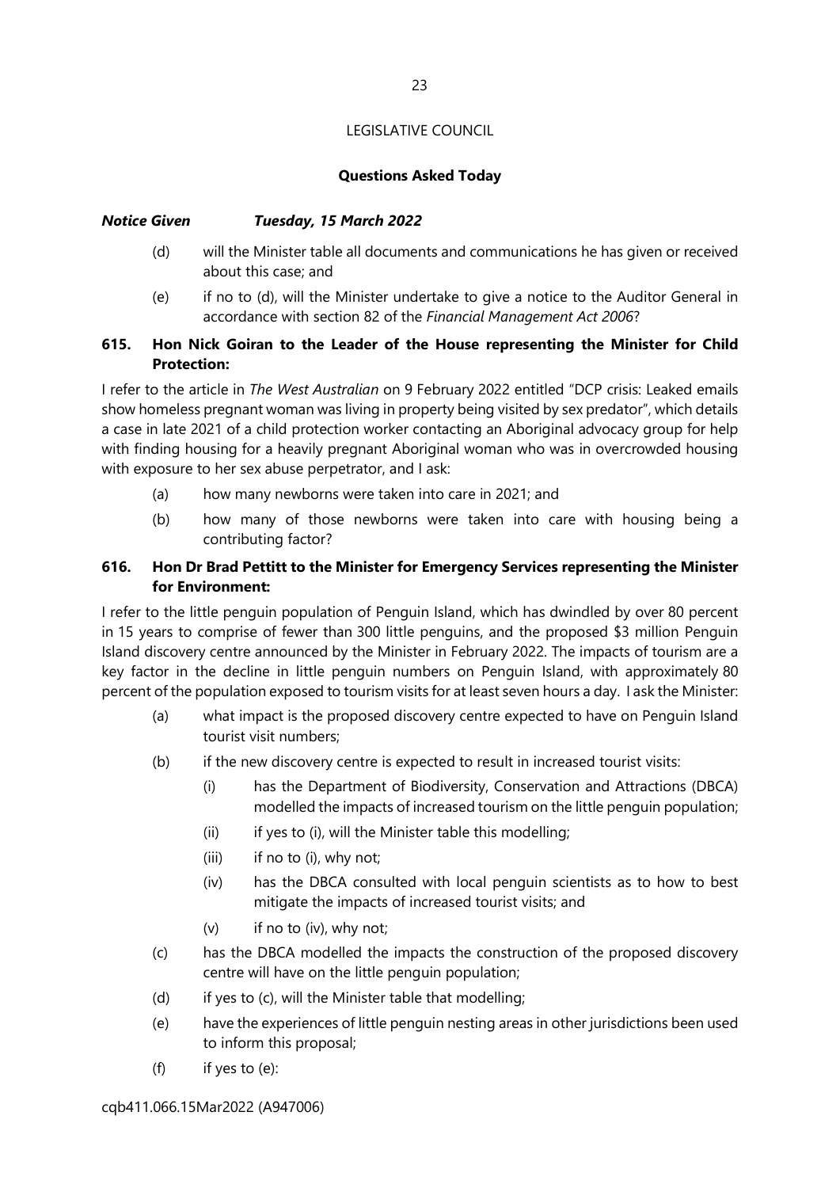LEGISLATIVE COUNCIL

**Questions Asked Today**

***Notice Given Tuesday, 15 March 2022***

(d) will the Minister table all documents and communications he has given or received about this case; and

(e) if no to (d), will the Minister undertake to give a notice to the Auditor General in accordance with section 82 of the *Financial Management Act 2006*?

**615. Hon Nick Goiran to the Leader of the House representing the Minister for Child Protection:**

I refer to the article in *The West Australian* on 9 February 2022 entitled "DCP crisis: Leaked emails show homeless pregnant woman was living in property being visited by sex predator", which details a case in late 2021 of a child protection worker contacting an Aboriginal advocacy group for help with finding housing for a heavily pregnant Aboriginal woman who was in overcrowded housing with exposure to her sex abuse perpetrator, and I ask:

(a) how many newborns were taken into care in 2021; and

(b) how many of those newborns were taken into care with housing being a contributing factor?

**616. Hon Dr Brad Pettitt to the Minister for Emergency Services representing the Minister for Environment:**

I refer to the little penguin population of Penguin Island, which has dwindled by over 80 percent in 15 years to comprise of fewer than 300 little penguins, and the proposed $3 million Penguin Island discovery centre announced by the Minister in February 2022. The impacts of tourism are a key factor in the decline in little penguin numbers on Penguin Island, with approximately 80 percent of the population exposed to tourism visits for at least seven hours a day. I ask the Minister:

(a) what impact is the proposed discovery centre expected to have on Penguin Island tourist visit numbers;

(b) if the new discovery centre is expected to result in increased tourist visits:

(i) has the Department of Biodiversity, Conservation and Attractions (DBCA) modelled the impacts of increased tourism on the little penguin population;

(ii) if yes to (i), will the Minister table this modelling;

(iii) if no to (i), why not;

(iv) has the DBCA consulted with local penguin scientists as to how to best mitigate the impacts of increased tourist visits; and

(v) if no to (iv), why not;

(c) has the DBCA modelled the impacts the construction of the proposed discovery centre will have on the little penguin population;

(d) if yes to (c), will the Minister table that modelling;

(e) have the experiences of little penguin nesting areas in other jurisdictions been used to inform this proposal;

(f) if yes to (e):

cqb411.066.15Mar2022 (A947006)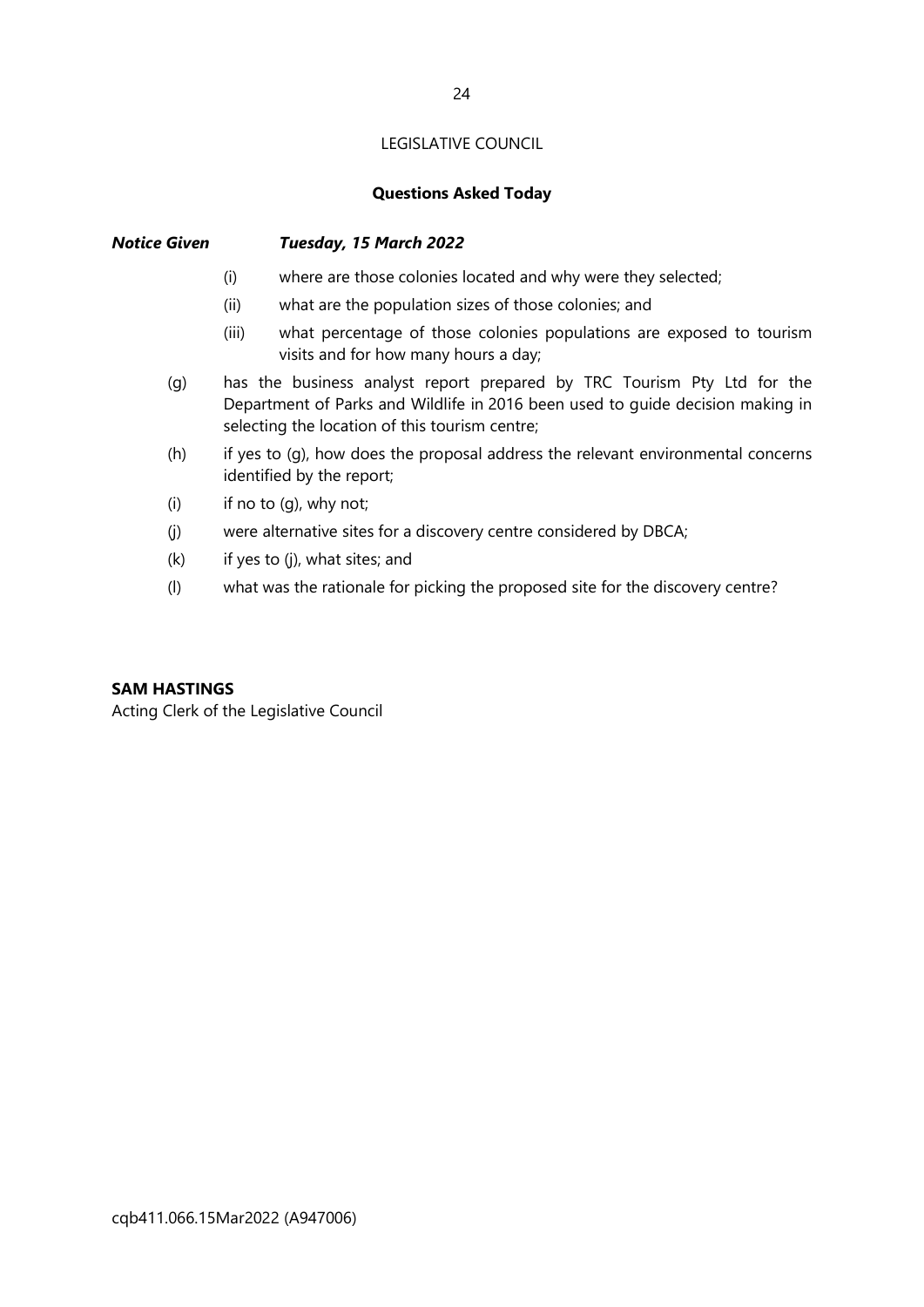LEGISLATIVE COUNCIL

**Questions Asked Today**

***Notice Given*** ***Tuesday, 15 March 2022***

(i) where are those colonies located and why were they selected;

(ii) what are the population sizes of those colonies; and

(iii) what percentage of those colonies populations are exposed to tourism visits and for how many hours a day;

(g) has the business analyst report prepared by TRC Tourism Pty Ltd for the Department of Parks and Wildlife in 2016 been used to guide decision making in selecting the location of this tourism centre;

(h) if yes to (g), how does the proposal address the relevant environmental concerns identified by the report;

(i) if no to (g), why not;

(j) were alternative sites for a discovery centre considered by DBCA;

(k) if yes to (j), what sites; and

(l) what was the rationale for picking the proposed site for the discovery centre?

**SAM HASTINGS**
Acting Clerk of the Legislative Council

cqb411.066.15Mar2022 (A947006)